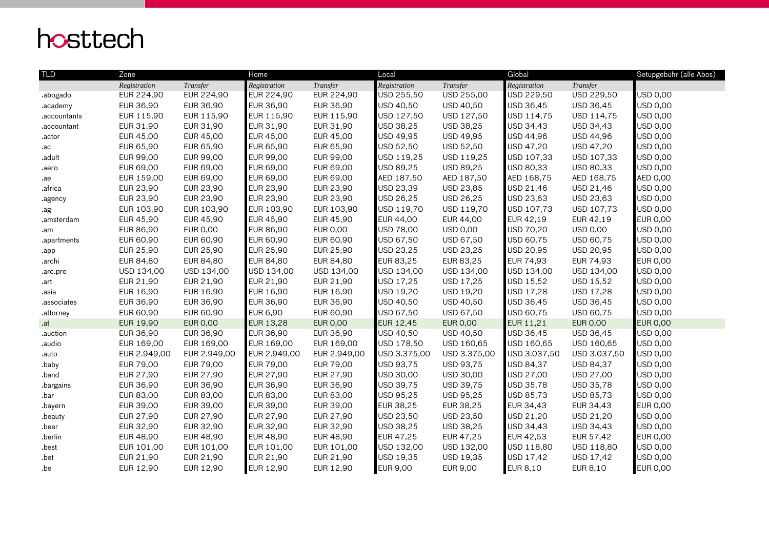# hosttech

| TLD | Zone | | Home | | Local | | Global | | Setupgebühr (alle Abos) |
|---|---|---|---|---|---|---|---|---|---|
| | *Registration* | *Transfer* | *Registration* | *Transfer* | *Registration* | *Transfer* | *Registration* | *Transfer* | |
| .abogado | EUR 224,90 | EUR 224,90 | EUR 224,90 | EUR 224,90 | USD 255,50 | USD 255,00 | USD 229,50 | USD 229,50 | USD 0,00 |
| .academy | EUR 36,90 | EUR 36,90 | EUR 36,90 | EUR 36,90 | USD 40,50 | USD 40,50 | USD 36,45 | USD 36,45 | USD 0,00 |
| .accountants | EUR 115,90 | EUR 115,90 | EUR 115,90 | EUR 115,90 | USD 127,50 | USD 127,50 | USD 114,75 | USD 114,75 | USD 0,00 |
| .accountant | EUR 31,90 | EUR 31,90 | EUR 31,90 | EUR 31,90 | USD 38,25 | USD 38,25 | USD 34,43 | USD 34,43 | USD 0,00 |
| .actor | EUR 45,00 | EUR 45,00 | EUR 45,00 | EUR 45,00 | USD 49,95 | USD 49,95 | USD 44,96 | USD 44,96 | USD 0,00 |
| .ac | EUR 65,90 | EUR 65,90 | EUR 65,90 | EUR 65,90 | USD 52,50 | USD 52,50 | USD 47,20 | USD 47,20 | USD 0,00 |
| .adult | EUR 99,00 | EUR 99,00 | EUR 99,00 | EUR 99,00 | USD 119,25 | USD 119,25 | USD 107,33 | USD 107,33 | USD 0,00 |
| .aero | EUR 69,00 | EUR 69,00 | EUR 69,00 | EUR 69,00 | USD 89,25 | USD 89,25 | USD 80,33 | USD 80,33 | USD 0,00 |
| .ae | EUR 159,00 | EUR 69,00 | EUR 69,00 | EUR 69,00 | AED 187,50 | AED 187,50 | AED 168,75 | AED 168,75 | AED 0,00 |
| .africa | EUR 23,90 | EUR 23,90 | EUR 23,90 | EUR 23,90 | USD 23,39 | USD 23,85 | USD 21,46 | USD 21,46 | USD 0,00 |
| .agency | EUR 23,90 | EUR 23,90 | EUR 23,90 | EUR 23,90 | USD 26,25 | USD 26,25 | USD 23,63 | USD 23,63 | USD 0,00 |
| .ag | EUR 103,90 | EUR 103,90 | EUR 103,90 | EUR 103,90 | USD 119,70 | USD 119,70 | USD 107,73 | USD 107,73 | USD 0,00 |
| .amsterdam | EUR 45,90 | EUR 45,90 | EUR 45,90 | EUR 45,90 | EUR 44,00 | EUR 44,00 | EUR 42,19 | EUR 42,19 | EUR 0,00 |
| .am | EUR 86,90 | EUR 0,00 | EUR 86,90 | EUR 0,00 | USD 78,00 | USD 0,00 | USD 70,20 | USD 0,00 | USD 0,00 |
| .apartments | EUR 60,90 | EUR 60,90 | EUR 60,90 | EUR 60,90 | USD 67,50 | USD 67,50 | USD 60,75 | USD 60,75 | USD 0,00 |
| .app | EUR 25,90 | EUR 25,90 | EUR 25,90 | EUR 25,90 | USD 23,25 | USD 23,25 | USD 20,95 | USD 20,95 | USD 0,00 |
| .archi | EUR 84,80 | EUR 84,80 | EUR 84,80 | EUR 84,80 | EUR 83,25 | EUR 83,25 | EUR 74,93 | EUR 74,93 | EUR 0,00 |
| .arc.pro | USD 134,00 | USD 134,00 | USD 134,00 | USD 134,00 | USD 134,00 | USD 134,00 | USD 134,00 | USD 134,00 | USD 0,00 |
| .art | EUR 21,90 | EUR 21,90 | EUR 21,90 | EUR 21,90 | USD 17,25 | USD 17,25 | USD 15,52 | USD 15,52 | USD 0,00 |
| .asia | EUR 16,90 | EUR 16,90 | EUR 16,90 | EUR 16,90 | USD 19,20 | USD 19,20 | USD 17,28 | USD 17,28 | USD 0,00 |
| .associates | EUR 36,90 | EUR 36,90 | EUR 36,90 | EUR 36,90 | USD 40,50 | USD 40,50 | USD 36,45 | USD 36,45 | USD 0,00 |
| .attorney | EUR 60,90 | EUR 60,90 | EUR 6,90 | EUR 60,90 | USD 67,50 | USD 67,50 | USD 60,75 | USD 60,75 | USD 0,00 |
| .at | EUR 19,90 | EUR 0,00 | EUR 13,28 | EUR 0,00 | EUR 12,45 | EUR 0,00 | EUR 11,21 | EUR 0,00 | EUR 0,00 |
| .auction | EUR 36,90 | EUR 36,90 | EUR 36,90 | EUR 36,90 | USD 40,50 | USD 40,50 | USD 36,45 | USD 36,45 | USD 0,00 |
| .audio | EUR 169,00 | EUR 169,00 | EUR 169,00 | EUR 169,00 | USD 178,50 | USD 160,65 | USD 160,65 | USD 160,65 | USD 0,00 |
| .auto | EUR 2.949,00 | EUR 2.949,00 | EUR 2.949,00 | EUR 2.949,00 | USD 3.375,00 | USD 3.375,00 | USD 3.037,50 | USD 3.037,50 | USD 0,00 |
| .baby | EUR 79,00 | EUR 79,00 | EUR 79,00 | EUR 79,00 | USD 93,75 | USD 93,75 | USD 84,37 | USD 84,37 | USD 0,00 |
| .band | EUR 27,90 | EUR 27,90 | EUR 27,90 | EUR 27,90 | USD 30,00 | USD 30,00 | USD 27,00 | USD 27,00 | USD 0,00 |
| .bargains | EUR 36,90 | EUR 36,90 | EUR 36,90 | EUR 36,90 | USD 39,75 | USD 39,75 | USD 35,78 | USD 35,78 | USD 0,00 |
| .bar | EUR 83,00 | EUR 83,00 | EUR 83,00 | EUR 83,00 | USD 95,25 | USD 95,25 | USD 85,73 | USD 85,73 | USD 0,00 |
| .bayern | EUR 39,00 | EUR 39,00 | EUR 39,00 | EUR 39,00 | EUR 38,25 | EUR 38,25 | EUR 34,43 | EUR 34,43 | EUR 0,00 |
| .beauty | EUR 27,90 | EUR 27,90 | EUR 27,90 | EUR 27,90 | USD 23,50 | USD 23,50 | USD 21,20 | USD 21,20 | USD 0,00 |
| .beer | EUR 32,90 | EUR 32,90 | EUR 32,90 | EUR 32,90 | USD 38,25 | USD 38,25 | USD 34,43 | USD 34,43 | USD 0,00 |
| .berlin | EUR 48,90 | EUR 48,90 | EUR 48,90 | EUR 48,90 | EUR 47,25 | EUR 47,25 | EUR 42,53 | EUR 57,42 | EUR 0,00 |
| .best | EUR 101,00 | EUR 101,00 | EUR 101,00 | EUR 101,00 | USD 132,00 | USD 132,00 | USD 118,80 | USD 118,80 | USD 0,00 |
| .bet | EUR 21,90 | EUR 21,90 | EUR 21,90 | EUR 21,90 | USD 19,35 | USD 19,35 | USD 17,42 | USD 17,42 | USD 0,00 |
| .be | EUR 12,90 | EUR 12,90 | EUR 12,90 | EUR 12,90 | EUR 9,00 | EUR 9,00 | EUR 8,10 | EUR 8,10 | EUR 0,00 |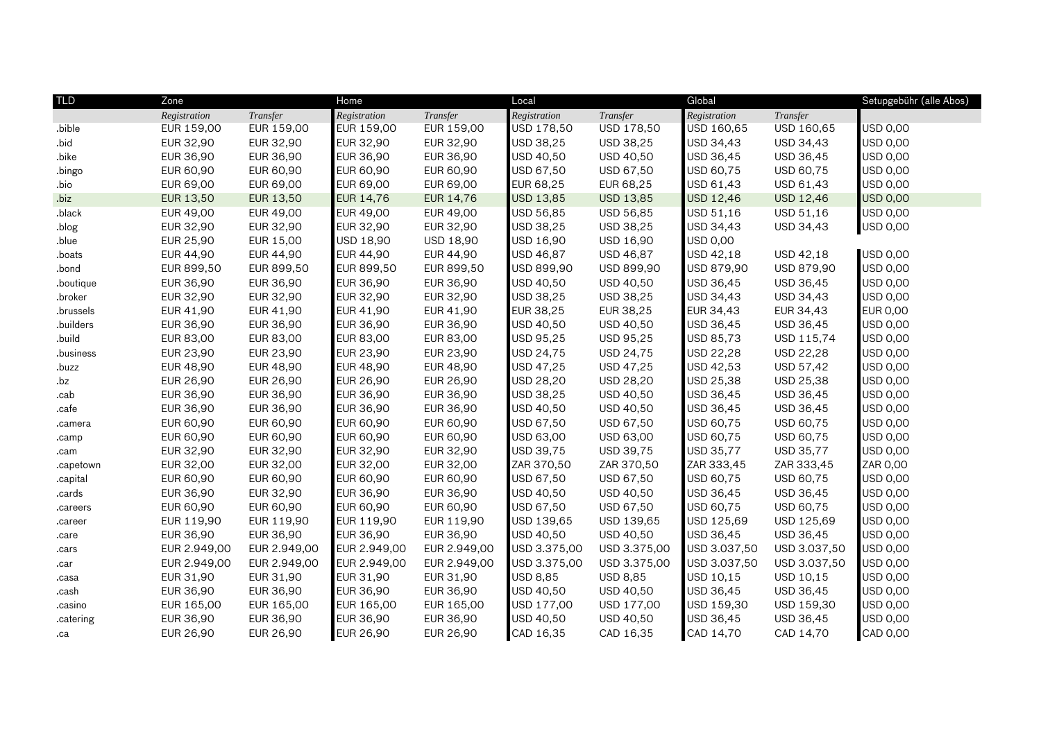| TLD | Zone | | Home | | Local | | Global | | Setupgebühr (alle Abos) |
|---|---|---|---|---|---|---|---|---|---|
| | *Registration* | *Transfer* | *Registration* | *Transfer* | *Registration* | *Transfer* | *Registration* | *Transfer* | |
| .bible | EUR 159,00 | EUR 159,00 | EUR 159,00 | EUR 159,00 | USD 178,50 | USD 178,50 | USD 160,65 | USD 160,65 | USD 0,00 |
| .bid | EUR 32,90 | EUR 32,90 | EUR 32,90 | EUR 32,90 | USD 38,25 | USD 38,25 | USD 34,43 | USD 34,43 | USD 0,00 |
| .bike | EUR 36,90 | EUR 36,90 | EUR 36,90 | EUR 36,90 | USD 40,50 | USD 40,50 | USD 36,45 | USD 36,45 | USD 0,00 |
| .bingo | EUR 60,90 | EUR 60,90 | EUR 60,90 | EUR 60,90 | USD 67,50 | USD 67,50 | USD 60,75 | USD 60,75 | USD 0,00 |
| .bio | EUR 69,00 | EUR 69,00 | EUR 69,00 | EUR 69,00 | EUR 68,25 | EUR 68,25 | USD 61,43 | USD 61,43 | USD 0,00 |
| .biz | EUR 13,50 | EUR 13,50 | EUR 14,76 | EUR 14,76 | USD 13,85 | USD 13,85 | USD 12,46 | USD 12,46 | USD 0,00 |
| .black | EUR 49,00 | EUR 49,00 | EUR 49,00 | EUR 49,00 | USD 56,85 | USD 56,85 | USD 51,16 | USD 51,16 | USD 0,00 |
| .blog | EUR 32,90 | EUR 32,90 | EUR 32,90 | EUR 32,90 | USD 38,25 | USD 38,25 | USD 34,43 | USD 34,43 | USD 0,00 |
| .blue | EUR 25,90 | EUR 15,00 | USD 18,90 | USD 18,90 | USD 16,90 | USD 16,90 | USD 0,00 | | |
| .boats | EUR 44,90 | EUR 44,90 | EUR 44,90 | EUR 44,90 | USD 46,87 | USD 46,87 | USD 42,18 | USD 42,18 | USD 0,00 |
| .bond | EUR 899,50 | EUR 899,50 | EUR 899,50 | EUR 899,50 | USD 899,90 | USD 899,90 | USD 879,90 | USD 879,90 | USD 0,00 |
| .boutique | EUR 36,90 | EUR 36,90 | EUR 36,90 | EUR 36,90 | USD 40,50 | USD 40,50 | USD 36,45 | USD 36,45 | USD 0,00 |
| .broker | EUR 32,90 | EUR 32,90 | EUR 32,90 | EUR 32,90 | USD 38,25 | USD 38,25 | USD 34,43 | USD 34,43 | USD 0,00 |
| .brussels | EUR 41,90 | EUR 41,90 | EUR 41,90 | EUR 41,90 | EUR 38,25 | EUR 38,25 | EUR 34,43 | EUR 34,43 | EUR 0,00 |
| .builders | EUR 36,90 | EUR 36,90 | EUR 36,90 | EUR 36,90 | USD 40,50 | USD 40,50 | USD 36,45 | USD 36,45 | USD 0,00 |
| .build | EUR 83,00 | EUR 83,00 | EUR 83,00 | EUR 83,00 | USD 95,25 | USD 95,25 | USD 85,73 | USD 115,74 | USD 0,00 |
| .business | EUR 23,90 | EUR 23,90 | EUR 23,90 | EUR 23,90 | USD 24,75 | USD 24,75 | USD 22,28 | USD 22,28 | USD 0,00 |
| .buzz | EUR 48,90 | EUR 48,90 | EUR 48,90 | EUR 48,90 | USD 47,25 | USD 47,25 | USD 42,53 | USD 57,42 | USD 0,00 |
| .bz | EUR 26,90 | EUR 26,90 | EUR 26,90 | EUR 26,90 | USD 28,20 | USD 28,20 | USD 25,38 | USD 25,38 | USD 0,00 |
| .cab | EUR 36,90 | EUR 36,90 | EUR 36,90 | EUR 36,90 | USD 38,25 | USD 40,50 | USD 36,45 | USD 36,45 | USD 0,00 |
| .cafe | EUR 36,90 | EUR 36,90 | EUR 36,90 | EUR 36,90 | USD 40,50 | USD 40,50 | USD 36,45 | USD 36,45 | USD 0,00 |
| .camera | EUR 60,90 | EUR 60,90 | EUR 60,90 | EUR 60,90 | USD 67,50 | USD 67,50 | USD 60,75 | USD 60,75 | USD 0,00 |
| .camp | EUR 60,90 | EUR 60,90 | EUR 60,90 | EUR 60,90 | USD 63,00 | USD 63,00 | USD 60,75 | USD 60,75 | USD 0,00 |
| .cam | EUR 32,90 | EUR 32,90 | EUR 32,90 | EUR 32,90 | USD 39,75 | USD 39,75 | USD 35,77 | USD 35,77 | USD 0,00 |
| .capetown | EUR 32,00 | EUR 32,00 | EUR 32,00 | EUR 32,00 | ZAR 370,50 | ZAR 370,50 | ZAR 333,45 | ZAR 333,45 | ZAR 0,00 |
| .capital | EUR 60,90 | EUR 60,90 | EUR 60,90 | EUR 60,90 | USD 67,50 | USD 67,50 | USD 60,75 | USD 60,75 | USD 0,00 |
| .cards | EUR 36,90 | EUR 32,90 | EUR 36,90 | EUR 36,90 | USD 40,50 | USD 40,50 | USD 36,45 | USD 36,45 | USD 0,00 |
| .careers | EUR 60,90 | EUR 60,90 | EUR 60,90 | EUR 60,90 | USD 67,50 | USD 67,50 | USD 60,75 | USD 60,75 | USD 0,00 |
| .career | EUR 119,90 | EUR 119,90 | EUR 119,90 | EUR 119,90 | USD 139,65 | USD 139,65 | USD 125,69 | USD 125,69 | USD 0,00 |
| .care | EUR 36,90 | EUR 36,90 | EUR 36,90 | EUR 36,90 | USD 40,50 | USD 40,50 | USD 36,45 | USD 36,45 | USD 0,00 |
| .cars | EUR 2.949,00 | EUR 2.949,00 | EUR 2.949,00 | EUR 2.949,00 | USD 3.375,00 | USD 3.375,00 | USD 3.037,50 | USD 3.037,50 | USD 0,00 |
| .car | EUR 2.949,00 | EUR 2.949,00 | EUR 2.949,00 | EUR 2.949,00 | USD 3.375,00 | USD 3.375,00 | USD 3.037,50 | USD 3.037,50 | USD 0,00 |
| .casa | EUR 31,90 | EUR 31,90 | EUR 31,90 | EUR 31,90 | USD 8,85 | USD 8,85 | USD 10,15 | USD 10,15 | USD 0,00 |
| .cash | EUR 36,90 | EUR 36,90 | EUR 36,90 | EUR 36,90 | USD 40,50 | USD 40,50 | USD 36,45 | USD 36,45 | USD 0,00 |
| .casino | EUR 165,00 | EUR 165,00 | EUR 165,00 | EUR 165,00 | USD 177,00 | USD 177,00 | USD 159,30 | USD 159,30 | USD 0,00 |
| .catering | EUR 36,90 | EUR 36,90 | EUR 36,90 | EUR 36,90 | USD 40,50 | USD 40,50 | USD 36,45 | USD 36,45 | USD 0,00 |
| .ca | EUR 26,90 | EUR 26,90 | EUR 26,90 | EUR 26,90 | CAD 16,35 | CAD 16,35 | CAD 14,70 | CAD 14,70 | CAD 0,00 |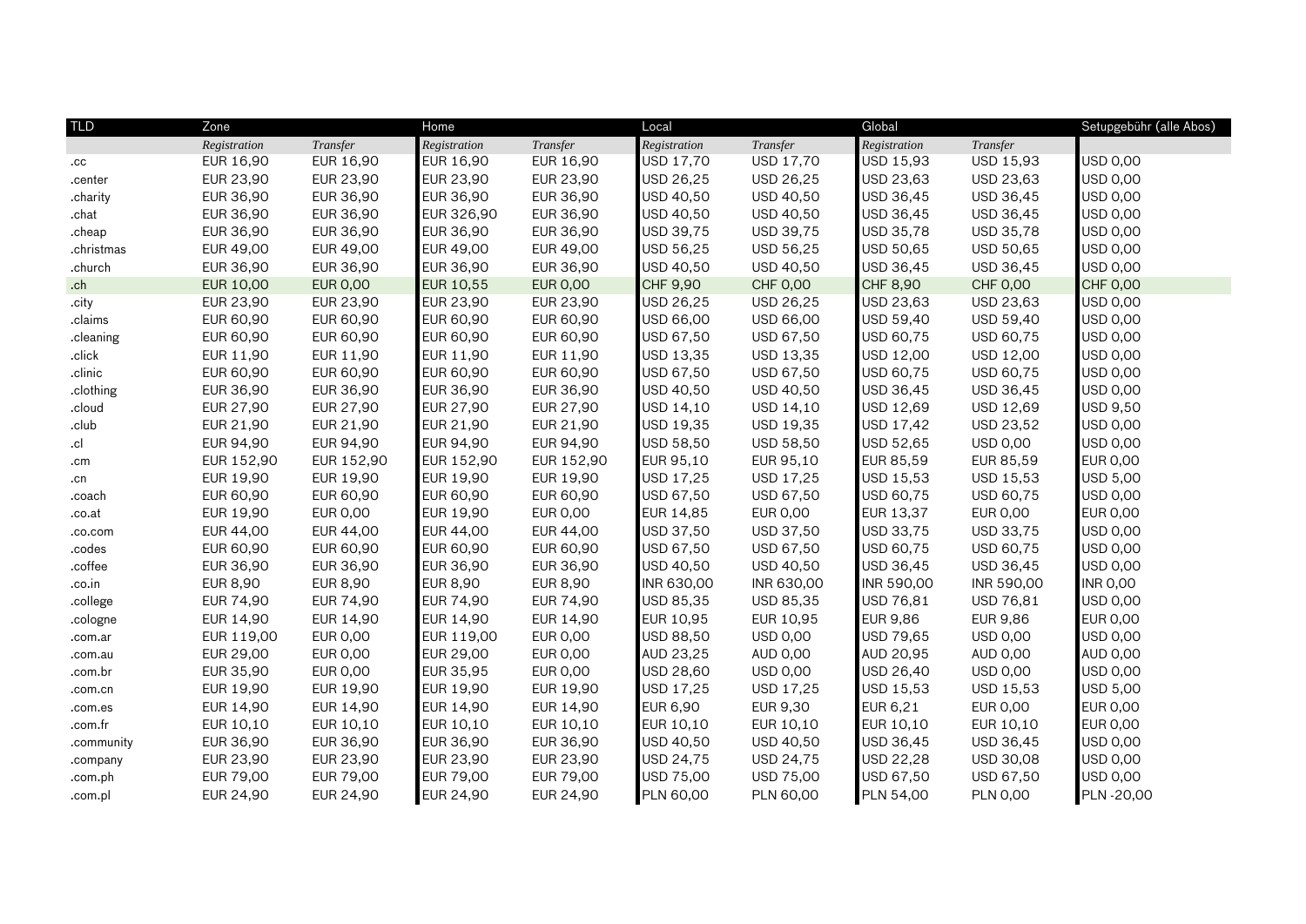| TLD | Zone | | Home | | Local | | Global | | Setupgebühr (alle Abos) |
|---|---|---|---|---|---|---|---|---|---|
| | *Registration* | *Transfer* | *Registration* | *Transfer* | *Registration* | *Transfer* | *Registration* | *Transfer* | |
| .cc | EUR 16,90 | EUR 16,90 | EUR 16,90 | EUR 16,90 | USD 17,70 | USD 17,70 | USD 15,93 | USD 15,93 | USD 0,00 |
| .center | EUR 23,90 | EUR 23,90 | EUR 23,90 | EUR 23,90 | USD 26,25 | USD 26,25 | USD 23,63 | USD 23,63 | USD 0,00 |
| .charity | EUR 36,90 | EUR 36,90 | EUR 36,90 | EUR 36,90 | USD 40,50 | USD 40,50 | USD 36,45 | USD 36,45 | USD 0,00 |
| .chat | EUR 36,90 | EUR 36,90 | EUR 326,90 | EUR 36,90 | USD 40,50 | USD 40,50 | USD 36,45 | USD 36,45 | USD 0,00 |
| .cheap | EUR 36,90 | EUR 36,90 | EUR 36,90 | EUR 36,90 | USD 39,75 | USD 39,75 | USD 35,78 | USD 35,78 | USD 0,00 |
| .christmas | EUR 49,00 | EUR 49,00 | EUR 49,00 | EUR 49,00 | USD 56,25 | USD 56,25 | USD 50,65 | USD 50,65 | USD 0,00 |
| .church | EUR 36,90 | EUR 36,90 | EUR 36,90 | EUR 36,90 | USD 40,50 | USD 40,50 | USD 36,45 | USD 36,45 | USD 0,00 |
| .ch | EUR 10,00 | EUR 0,00 | EUR 10,55 | EUR 0,00 | CHF 9,90 | CHF 0,00 | CHF 8,90 | CHF 0,00 | CHF 0,00 |
| .city | EUR 23,90 | EUR 23,90 | EUR 23,90 | EUR 23,90 | USD 26,25 | USD 26,25 | USD 23,63 | USD 23,63 | USD 0,00 |
| .claims | EUR 60,90 | EUR 60,90 | EUR 60,90 | EUR 60,90 | USD 66,00 | USD 66,00 | USD 59,40 | USD 59,40 | USD 0,00 |
| .cleaning | EUR 60,90 | EUR 60,90 | EUR 60,90 | EUR 60,90 | USD 67,50 | USD 67,50 | USD 60,75 | USD 60,75 | USD 0,00 |
| .click | EUR 11,90 | EUR 11,90 | EUR 11,90 | EUR 11,90 | USD 13,35 | USD 13,35 | USD 12,00 | USD 12,00 | USD 0,00 |
| .clinic | EUR 60,90 | EUR 60,90 | EUR 60,90 | EUR 60,90 | USD 67,50 | USD 67,50 | USD 60,75 | USD 60,75 | USD 0,00 |
| .clothing | EUR 36,90 | EUR 36,90 | EUR 36,90 | EUR 36,90 | USD 40,50 | USD 40,50 | USD 36,45 | USD 36,45 | USD 0,00 |
| .cloud | EUR 27,90 | EUR 27,90 | EUR 27,90 | EUR 27,90 | USD 14,10 | USD 14,10 | USD 12,69 | USD 12,69 | USD 9,50 |
| .club | EUR 21,90 | EUR 21,90 | EUR 21,90 | EUR 21,90 | USD 19,35 | USD 19,35 | USD 17,42 | USD 23,52 | USD 0,00 |
| .cl | EUR 94,90 | EUR 94,90 | EUR 94,90 | EUR 94,90 | USD 58,50 | USD 58,50 | USD 52,65 | USD 0,00 | USD 0,00 |
| .cm | EUR 152,90 | EUR 152,90 | EUR 152,90 | EUR 152,90 | EUR 95,10 | EUR 95,10 | EUR 85,59 | EUR 85,59 | EUR 0,00 |
| .cn | EUR 19,90 | EUR 19,90 | EUR 19,90 | EUR 19,90 | USD 17,25 | USD 17,25 | USD 15,53 | USD 15,53 | USD 5,00 |
| .coach | EUR 60,90 | EUR 60,90 | EUR 60,90 | EUR 60,90 | USD 67,50 | USD 67,50 | USD 60,75 | USD 60,75 | USD 0,00 |
| .co.at | EUR 19,90 | EUR 0,00 | EUR 19,90 | EUR 0,00 | EUR 14,85 | EUR 0,00 | EUR 13,37 | EUR 0,00 | EUR 0,00 |
| .co.com | EUR 44,00 | EUR 44,00 | EUR 44,00 | EUR 44,00 | USD 37,50 | USD 37,50 | USD 33,75 | USD 33,75 | USD 0,00 |
| .codes | EUR 60,90 | EUR 60,90 | EUR 60,90 | EUR 60,90 | USD 67,50 | USD 67,50 | USD 60,75 | USD 60,75 | USD 0,00 |
| .coffee | EUR 36,90 | EUR 36,90 | EUR 36,90 | EUR 36,90 | USD 40,50 | USD 40,50 | USD 36,45 | USD 36,45 | USD 0,00 |
| .co.in | EUR 8,90 | EUR 8,90 | EUR 8,90 | EUR 8,90 | INR 630,00 | INR 630,00 | INR 590,00 | INR 590,00 | INR 0,00 |
| .college | EUR 74,90 | EUR 74,90 | EUR 74,90 | EUR 74,90 | USD 85,35 | USD 85,35 | USD 76,81 | USD 76,81 | USD 0,00 |
| .cologne | EUR 14,90 | EUR 14,90 | EUR 14,90 | EUR 14,90 | EUR 10,95 | EUR 10,95 | EUR 9,86 | EUR 9,86 | EUR 0,00 |
| .com.ar | EUR 119,00 | EUR 0,00 | EUR 119,00 | EUR 0,00 | USD 88,50 | USD 0,00 | USD 79,65 | USD 0,00 | USD 0,00 |
| .com.au | EUR 29,00 | EUR 0,00 | EUR 29,00 | EUR 0,00 | AUD 23,25 | AUD 0,00 | AUD 20,95 | AUD 0,00 | AUD 0,00 |
| .com.br | EUR 35,90 | EUR 0,00 | EUR 35,95 | EUR 0,00 | USD 28,60 | USD 0,00 | USD 26,40 | USD 0,00 | USD 0,00 |
| .com.cn | EUR 19,90 | EUR 19,90 | EUR 19,90 | EUR 19,90 | USD 17,25 | USD 17,25 | USD 15,53 | USD 15,53 | USD 5,00 |
| .com.es | EUR 14,90 | EUR 14,90 | EUR 14,90 | EUR 14,90 | EUR 6,90 | EUR 9,30 | EUR 6,21 | EUR 0,00 | EUR 0,00 |
| .com.fr | EUR 10,10 | EUR 10,10 | EUR 10,10 | EUR 10,10 | EUR 10,10 | EUR 10,10 | EUR 10,10 | EUR 10,10 | EUR 0,00 |
| .community | EUR 36,90 | EUR 36,90 | EUR 36,90 | EUR 36,90 | USD 40,50 | USD 40,50 | USD 36,45 | USD 36,45 | USD 0,00 |
| .company | EUR 23,90 | EUR 23,90 | EUR 23,90 | EUR 23,90 | USD 24,75 | USD 24,75 | USD 22,28 | USD 30,08 | USD 0,00 |
| .com.ph | EUR 79,00 | EUR 79,00 | EUR 79,00 | EUR 79,00 | USD 75,00 | USD 75,00 | USD 67,50 | USD 67,50 | USD 0,00 |
| .com.pl | EUR 24,90 | EUR 24,90 | EUR 24,90 | EUR 24,90 | PLN 60,00 | PLN 60,00 | PLN 54,00 | PLN 0,00 | PLN -20,00 |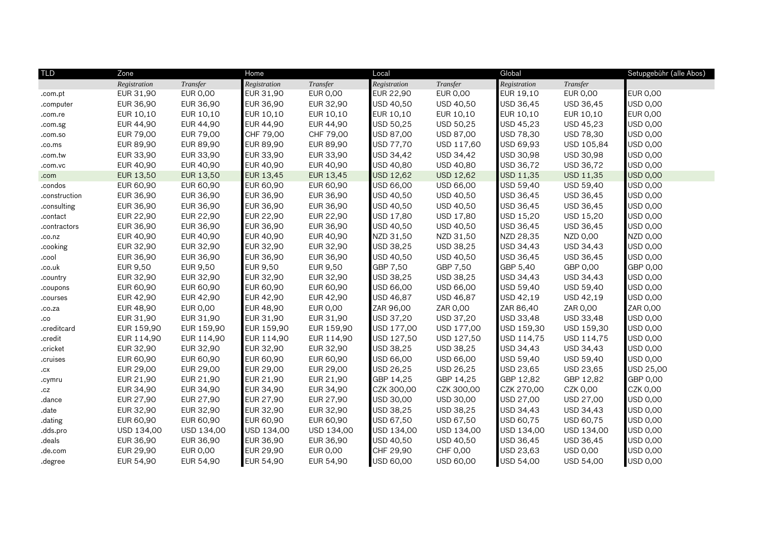| TLD | Zone | | Home | | Local | | Global | | Setupgebühr (alle Abos) |
|---|---|---|---|---|---|---|---|---|---|
| | *Registration* | *Transfer* | *Registration* | *Transfer* | *Registration* | *Transfer* | *Registration* | *Transfer* | |
| .com.pt | EUR 31,90 | EUR 0,00 | EUR 31,90 | EUR 0,00 | EUR 22,90 | EUR 0,00 | EUR 19,10 | EUR 0,00 | EUR 0,00 |
| .computer | EUR 36,90 | EUR 36,90 | EUR 36,90 | EUR 32,90 | USD 40,50 | USD 40,50 | USD 36,45 | USD 36,45 | USD 0,00 |
| .com.re | EUR 10,10 | EUR 10,10 | EUR 10,10 | EUR 10,10 | EUR 10,10 | EUR 10,10 | EUR 10,10 | EUR 10,10 | EUR 0,00 |
| .com.sg | EUR 44,90 | EUR 44,90 | EUR 44,90 | EUR 44,90 | USD 50,25 | USD 50,25 | USD 45,23 | USD 45,23 | USD 0,00 |
| .com.so | EUR 79,00 | EUR 79,00 | CHF 79,00 | CHF 79,00 | USD 87,00 | USD 87,00 | USD 78,30 | USD 78,30 | USD 0,00 |
| .co.ms | EUR 89,90 | EUR 89,90 | EUR 89,90 | EUR 89,90 | USD 77,70 | USD 117,60 | USD 69,93 | USD 105,84 | USD 0,00 |
| .com.tw | EUR 33,90 | EUR 33,90 | EUR 33,90 | EUR 33,90 | USD 34,42 | USD 34,42 | USD 30,98 | USD 30,98 | USD 0,00 |
| .com.vc | EUR 40,90 | EUR 40,90 | EUR 40,90 | EUR 40,90 | USD 40,80 | USD 40,80 | USD 36,72 | USD 36,72 | USD 0,00 |
| .com | EUR 13,50 | EUR 13,50 | EUR 13,45 | EUR 13,45 | USD 12,62 | USD 12,62 | USD 11,35 | USD 11,35 | USD 0,00 |
| .condos | EUR 60,90 | EUR 60,90 | EUR 60,90 | EUR 60,90 | USD 66,00 | USD 66,00 | USD 59,40 | USD 59,40 | USD 0,00 |
| .construction | EUR 36,90 | EUR 36,90 | EUR 36,90 | EUR 36,90 | USD 40,50 | USD 40,50 | USD 36,45 | USD 36,45 | USD 0,00 |
| .consulting | EUR 36,90 | EUR 36,90 | EUR 36,90 | EUR 36,90 | USD 40,50 | USD 40,50 | USD 36,45 | USD 36,45 | USD 0,00 |
| .contact | EUR 22,90 | EUR 22,90 | EUR 22,90 | EUR 22,90 | USD 17,80 | USD 17,80 | USD 15,20 | USD 15,20 | USD 0,00 |
| .contractors | EUR 36,90 | EUR 36,90 | EUR 36,90 | EUR 36,90 | USD 40,50 | USD 40,50 | USD 36,45 | USD 36,45 | USD 0,00 |
| .co.nz | EUR 40,90 | EUR 40,90 | EUR 40,90 | EUR 40,90 | NZD 31,50 | NZD 31,50 | NZD 28,35 | NZD 0,00 | NZD 0,00 |
| .cooking | EUR 32,90 | EUR 32,90 | EUR 32,90 | EUR 32,90 | USD 38,25 | USD 38,25 | USD 34,43 | USD 34,43 | USD 0,00 |
| .cool | EUR 36,90 | EUR 36,90 | EUR 36,90 | EUR 36,90 | USD 40,50 | USD 40,50 | USD 36,45 | USD 36,45 | USD 0,00 |
| .co.uk | EUR 9,50 | EUR 9,50 | EUR 9,50 | EUR 9,50 | GBP 7,50 | GBP 7,50 | GBP 5,40 | GBP 0,00 | GBP 0,00 |
| .country | EUR 32,90 | EUR 32,90 | EUR 32,90 | EUR 32,90 | USD 38,25 | USD 38,25 | USD 34,43 | USD 34,43 | USD 0,00 |
| .coupons | EUR 60,90 | EUR 60,90 | EUR 60,90 | EUR 60,90 | USD 66,00 | USD 66,00 | USD 59,40 | USD 59,40 | USD 0,00 |
| .courses | EUR 42,90 | EUR 42,90 | EUR 42,90 | EUR 42,90 | USD 46,87 | USD 46,87 | USD 42,19 | USD 42,19 | USD 0,00 |
| .co.za | EUR 48,90 | EUR 0,00 | EUR 48,90 | EUR 0,00 | ZAR 96,00 | ZAR 0,00 | ZAR 86,40 | ZAR 0,00 | ZAR 0,00 |
| .co | EUR 31,90 | EUR 31,90 | EUR 31,90 | EUR 31,90 | USD 37,20 | USD 37,20 | USD 33,48 | USD 33,48 | USD 0,00 |
| .creditcard | EUR 159,90 | EUR 159,90 | EUR 159,90 | EUR 159,90 | USD 177,00 | USD 177,00 | USD 159,30 | USD 159,30 | USD 0,00 |
| .credit | EUR 114,90 | EUR 114,90 | EUR 114,90 | EUR 114,90 | USD 127,50 | USD 127,50 | USD 114,75 | USD 114,75 | USD 0,00 |
| .cricket | EUR 32,90 | EUR 32,90 | EUR 32,90 | EUR 32,90 | USD 38,25 | USD 38,25 | USD 34,43 | USD 34,43 | USD 0,00 |
| .cruises | EUR 60,90 | EUR 60,90 | EUR 60,90 | EUR 60,90 | USD 66,00 | USD 66,00 | USD 59,40 | USD 59,40 | USD 0,00 |
| .cx | EUR 29,00 | EUR 29,00 | EUR 29,00 | EUR 29,00 | USD 26,25 | USD 26,25 | USD 23,65 | USD 23,65 | USD 25,00 |
| .cymru | EUR 21,90 | EUR 21,90 | EUR 21,90 | EUR 21,90 | GBP 14,25 | GBP 14,25 | GBP 12,82 | GBP 12,82 | GBP 0,00 |
| .cz | EUR 34,90 | EUR 34,90 | EUR 34,90 | EUR 34,90 | CZK 300,00 | CZK 300,00 | CZK 270,00 | CZK 0,00 | CZK 0,00 |
| .dance | EUR 27,90 | EUR 27,90 | EUR 27,90 | EUR 27,90 | USD 30,00 | USD 30,00 | USD 27,00 | USD 27,00 | USD 0,00 |
| .date | EUR 32,90 | EUR 32,90 | EUR 32,90 | EUR 32,90 | USD 38,25 | USD 38,25 | USD 34,43 | USD 34,43 | USD 0,00 |
| .dating | EUR 60,90 | EUR 60,90 | EUR 60,90 | EUR 60,90 | USD 67,50 | USD 67,50 | USD 60,75 | USD 60,75 | USD 0,00 |
| .dds.pro | USD 134,00 | USD 134,00 | USD 134,00 | USD 134,00 | USD 134,00 | USD 134,00 | USD 134,00 | USD 134,00 | USD 0,00 |
| .deals | EUR 36,90 | EUR 36,90 | EUR 36,90 | EUR 36,90 | USD 40,50 | USD 40,50 | USD 36,45 | USD 36,45 | USD 0,00 |
| .de.com | EUR 29,90 | EUR 0,00 | EUR 29,90 | EUR 0,00 | CHF 29,90 | CHF 0,00 | USD 23,63 | USD 0,00 | USD 0,00 |
| .degree | EUR 54,90 | EUR 54,90 | EUR 54,90 | EUR 54,90 | USD 60,00 | USD 60,00 | USD 54,00 | USD 54,00 | USD 0,00 |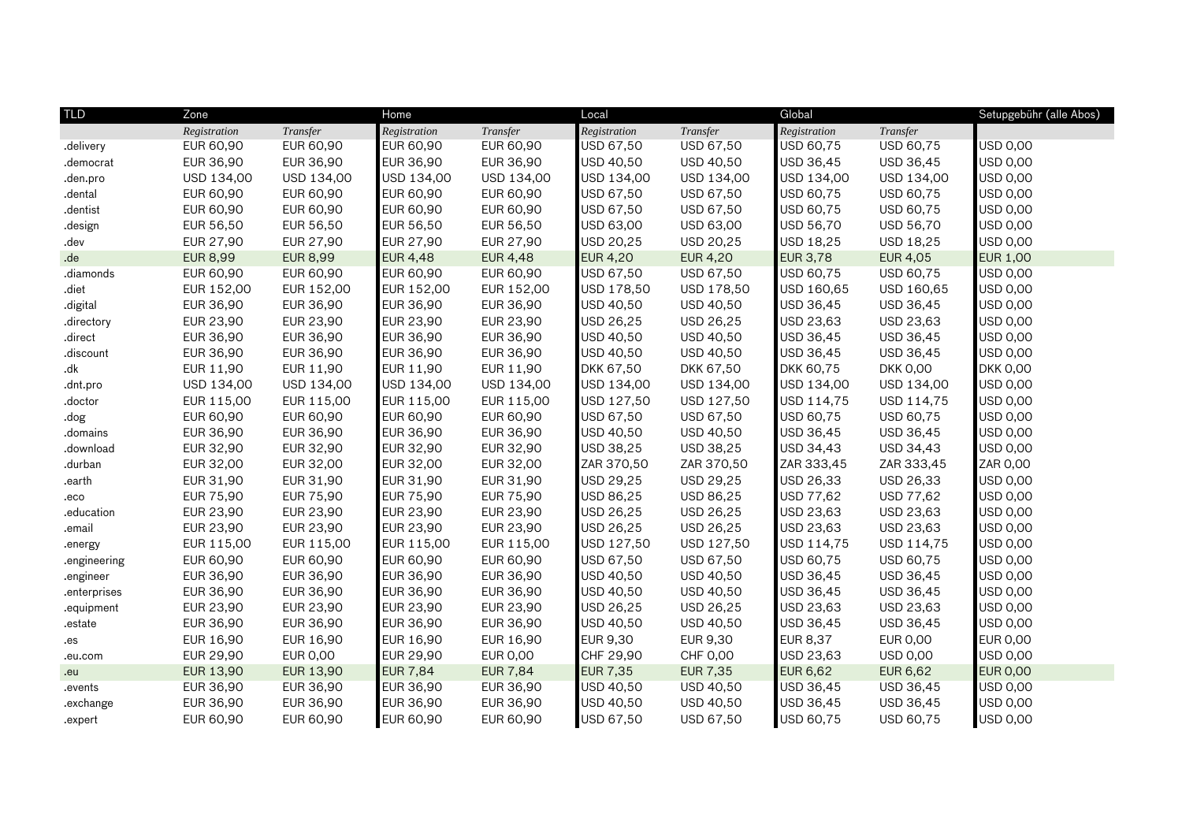| TLD | Zone | | Home | | Local | | Global | | Setupgebühr (alle Abos) |
|---|---|---|---|---|---|---|---|---|---|
| | *Registration* | *Transfer* | *Registration* | *Transfer* | *Registration* | *Transfer* | *Registration* | *Transfer* | |
| .delivery | EUR 60,90 | EUR 60,90 | EUR 60,90 | EUR 60,90 | USD 67,50 | USD 67,50 | USD 60,75 | USD 60,75 | USD 0,00 |
| .democrat | EUR 36,90 | EUR 36,90 | EUR 36,90 | EUR 36,90 | USD 40,50 | USD 40,50 | USD 36,45 | USD 36,45 | USD 0,00 |
| .den.pro | USD 134,00 | USD 134,00 | USD 134,00 | USD 134,00 | USD 134,00 | USD 134,00 | USD 134,00 | USD 134,00 | USD 0,00 |
| .dental | EUR 60,90 | EUR 60,90 | EUR 60,90 | EUR 60,90 | USD 67,50 | USD 67,50 | USD 60,75 | USD 60,75 | USD 0,00 |
| .dentist | EUR 60,90 | EUR 60,90 | EUR 60,90 | EUR 60,90 | USD 67,50 | USD 67,50 | USD 60,75 | USD 60,75 | USD 0,00 |
| .design | EUR 56,50 | EUR 56,50 | EUR 56,50 | EUR 56,50 | USD 63,00 | USD 63,00 | USD 56,70 | USD 56,70 | USD 0,00 |
| .dev | EUR 27,90 | EUR 27,90 | EUR 27,90 | EUR 27,90 | USD 20,25 | USD 20,25 | USD 18,25 | USD 18,25 | USD 0,00 |
| .de | EUR 8,99 | EUR 8,99 | EUR 4,48 | EUR 4,48 | EUR 4,20 | EUR 4,20 | EUR 3,78 | EUR 4,05 | EUR 1,00 |
| .diamonds | EUR 60,90 | EUR 60,90 | EUR 60,90 | EUR 60,90 | USD 67,50 | USD 67,50 | USD 60,75 | USD 60,75 | USD 0,00 |
| .diet | EUR 152,00 | EUR 152,00 | EUR 152,00 | EUR 152,00 | USD 178,50 | USD 178,50 | USD 160,65 | USD 160,65 | USD 0,00 |
| .digital | EUR 36,90 | EUR 36,90 | EUR 36,90 | EUR 36,90 | USD 40,50 | USD 40,50 | USD 36,45 | USD 36,45 | USD 0,00 |
| .directory | EUR 23,90 | EUR 23,90 | EUR 23,90 | EUR 23,90 | USD 26,25 | USD 26,25 | USD 23,63 | USD 23,63 | USD 0,00 |
| .direct | EUR 36,90 | EUR 36,90 | EUR 36,90 | EUR 36,90 | USD 40,50 | USD 40,50 | USD 36,45 | USD 36,45 | USD 0,00 |
| .discount | EUR 36,90 | EUR 36,90 | EUR 36,90 | EUR 36,90 | USD 40,50 | USD 40,50 | USD 36,45 | USD 36,45 | USD 0,00 |
| .dk | EUR 11,90 | EUR 11,90 | EUR 11,90 | EUR 11,90 | DKK 67,50 | DKK 67,50 | DKK 60,75 | DKK 0,00 | DKK 0,00 |
| .dnt.pro | USD 134,00 | USD 134,00 | USD 134,00 | USD 134,00 | USD 134,00 | USD 134,00 | USD 134,00 | USD 134,00 | USD 0,00 |
| .doctor | EUR 115,00 | EUR 115,00 | EUR 115,00 | EUR 115,00 | USD 127,50 | USD 127,50 | USD 114,75 | USD 114,75 | USD 0,00 |
| .dog | EUR 60,90 | EUR 60,90 | EUR 60,90 | EUR 60,90 | USD 67,50 | USD 67,50 | USD 60,75 | USD 60,75 | USD 0,00 |
| .domains | EUR 36,90 | EUR 36,90 | EUR 36,90 | EUR 36,90 | USD 40,50 | USD 40,50 | USD 36,45 | USD 36,45 | USD 0,00 |
| .download | EUR 32,90 | EUR 32,90 | EUR 32,90 | EUR 32,90 | USD 38,25 | USD 38,25 | USD 34,43 | USD 34,43 | USD 0,00 |
| .durban | EUR 32,00 | EUR 32,00 | EUR 32,00 | EUR 32,00 | ZAR 370,50 | ZAR 370,50 | ZAR 333,45 | ZAR 333,45 | ZAR 0,00 |
| .earth | EUR 31,90 | EUR 31,90 | EUR 31,90 | EUR 31,90 | USD 29,25 | USD 29,25 | USD 26,33 | USD 26,33 | USD 0,00 |
| .eco | EUR 75,90 | EUR 75,90 | EUR 75,90 | EUR 75,90 | USD 86,25 | USD 86,25 | USD 77,62 | USD 77,62 | USD 0,00 |
| .education | EUR 23,90 | EUR 23,90 | EUR 23,90 | EUR 23,90 | USD 26,25 | USD 26,25 | USD 23,63 | USD 23,63 | USD 0,00 |
| .email | EUR 23,90 | EUR 23,90 | EUR 23,90 | EUR 23,90 | USD 26,25 | USD 26,25 | USD 23,63 | USD 23,63 | USD 0,00 |
| .energy | EUR 115,00 | EUR 115,00 | EUR 115,00 | EUR 115,00 | USD 127,50 | USD 127,50 | USD 114,75 | USD 114,75 | USD 0,00 |
| .engineering | EUR 60,90 | EUR 60,90 | EUR 60,90 | EUR 60,90 | USD 67,50 | USD 67,50 | USD 60,75 | USD 60,75 | USD 0,00 |
| .engineer | EUR 36,90 | EUR 36,90 | EUR 36,90 | EUR 36,90 | USD 40,50 | USD 40,50 | USD 36,45 | USD 36,45 | USD 0,00 |
| .enterprises | EUR 36,90 | EUR 36,90 | EUR 36,90 | EUR 36,90 | USD 40,50 | USD 40,50 | USD 36,45 | USD 36,45 | USD 0,00 |
| .equipment | EUR 23,90 | EUR 23,90 | EUR 23,90 | EUR 23,90 | USD 26,25 | USD 26,25 | USD 23,63 | USD 23,63 | USD 0,00 |
| .estate | EUR 36,90 | EUR 36,90 | EUR 36,90 | EUR 36,90 | USD 40,50 | USD 40,50 | USD 36,45 | USD 36,45 | USD 0,00 |
| .es | EUR 16,90 | EUR 16,90 | EUR 16,90 | EUR 16,90 | EUR 9,30 | EUR 9,30 | EUR 8,37 | EUR 0,00 | EUR 0,00 |
| .eu.com | EUR 29,90 | EUR 0,00 | EUR 29,90 | EUR 0,00 | CHF 29,90 | CHF 0,00 | USD 23,63 | USD 0,00 | USD 0,00 |
| .eu | EUR 13,90 | EUR 13,90 | EUR 7,84 | EUR 7,84 | EUR 7,35 | EUR 7,35 | EUR 6,62 | EUR 6,62 | EUR 0,00 |
| .events | EUR 36,90 | EUR 36,90 | EUR 36,90 | EUR 36,90 | USD 40,50 | USD 40,50 | USD 36,45 | USD 36,45 | USD 0,00 |
| .exchange | EUR 36,90 | EUR 36,90 | EUR 36,90 | EUR 36,90 | USD 40,50 | USD 40,50 | USD 36,45 | USD 36,45 | USD 0,00 |
| .expert | EUR 60,90 | EUR 60,90 | EUR 60,90 | EUR 60,90 | USD 67,50 | USD 67,50 | USD 60,75 | USD 60,75 | USD 0,00 |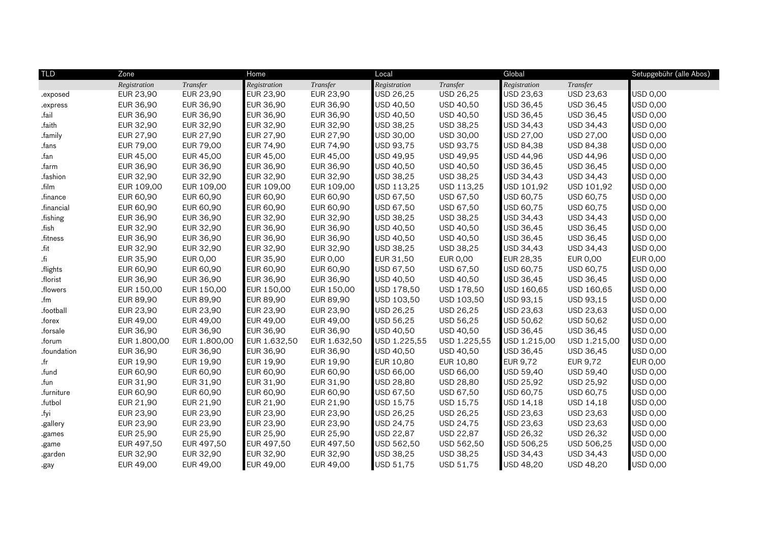| TLD | Zone | | Home | | Local | | Global | | Setupgebühr (alle Abos) |
|---|---|---|---|---|---|---|---|---|---|
| | *Registration* | *Transfer* | *Registration* | *Transfer* | *Registration* | *Transfer* | *Registration* | *Transfer* | |
| .exposed | EUR 23,90 | EUR 23,90 | EUR 23,90 | EUR 23,90 | USD 26,25 | USD 26,25 | USD 23,63 | USD 23,63 | USD 0,00 |
| .express | EUR 36,90 | EUR 36,90 | EUR 36,90 | EUR 36,90 | USD 40,50 | USD 40,50 | USD 36,45 | USD 36,45 | USD 0,00 |
| .fail | EUR 36,90 | EUR 36,90 | EUR 36,90 | EUR 36,90 | USD 40,50 | USD 40,50 | USD 36,45 | USD 36,45 | USD 0,00 |
| .faith | EUR 32,90 | EUR 32,90 | EUR 32,90 | EUR 32,90 | USD 38,25 | USD 38,25 | USD 34,43 | USD 34,43 | USD 0,00 |
| .family | EUR 27,90 | EUR 27,90 | EUR 27,90 | EUR 27,90 | USD 30,00 | USD 30,00 | USD 27,00 | USD 27,00 | USD 0,00 |
| .fans | EUR 79,00 | EUR 79,00 | EUR 74,90 | EUR 74,90 | USD 93,75 | USD 93,75 | USD 84,38 | USD 84,38 | USD 0,00 |
| .fan | EUR 45,00 | EUR 45,00 | EUR 45,00 | EUR 45,00 | USD 49,95 | USD 49,95 | USD 44,96 | USD 44,96 | USD 0,00 |
| .farm | EUR 36,90 | EUR 36,90 | EUR 36,90 | EUR 36,90 | USD 40,50 | USD 40,50 | USD 36,45 | USD 36,45 | USD 0,00 |
| .fashion | EUR 32,90 | EUR 32,90 | EUR 32,90 | EUR 32,90 | USD 38,25 | USD 38,25 | USD 34,43 | USD 34,43 | USD 0,00 |
| .film | EUR 109,00 | EUR 109,00 | EUR 109,00 | EUR 109,00 | USD 113,25 | USD 113,25 | USD 101,92 | USD 101,92 | USD 0,00 |
| .finance | EUR 60,90 | EUR 60,90 | EUR 60,90 | EUR 60,90 | USD 67,50 | USD 67,50 | USD 60,75 | USD 60,75 | USD 0,00 |
| .financial | EUR 60,90 | EUR 60,90 | EUR 60,90 | EUR 60,90 | USD 67,50 | USD 67,50 | USD 60,75 | USD 60,75 | USD 0,00 |
| .fishing | EUR 36,90 | EUR 36,90 | EUR 32,90 | EUR 32,90 | USD 38,25 | USD 38,25 | USD 34,43 | USD 34,43 | USD 0,00 |
| .fish | EUR 32,90 | EUR 32,90 | EUR 36,90 | EUR 36,90 | USD 40,50 | USD 40,50 | USD 36,45 | USD 36,45 | USD 0,00 |
| .fitness | EUR 36,90 | EUR 36,90 | EUR 36,90 | EUR 36,90 | USD 40,50 | USD 40,50 | USD 36,45 | USD 36,45 | USD 0,00 |
| .fit | EUR 32,90 | EUR 32,90 | EUR 32,90 | EUR 32,90 | USD 38,25 | USD 38,25 | USD 34,43 | USD 34,43 | USD 0,00 |
| .fi | EUR 35,90 | EUR 0,00 | EUR 35,90 | EUR 0,00 | EUR 31,50 | EUR 0,00 | EUR 28,35 | EUR 0,00 | EUR 0,00 |
| .flights | EUR 60,90 | EUR 60,90 | EUR 60,90 | EUR 60,90 | USD 67,50 | USD 67,50 | USD 60,75 | USD 60,75 | USD 0,00 |
| .florist | EUR 36,90 | EUR 36,90 | EUR 36,90 | EUR 36,90 | USD 40,50 | USD 40,50 | USD 36,45 | USD 36,45 | USD 0,00 |
| .flowers | EUR 150,00 | EUR 150,00 | EUR 150,00 | EUR 150,00 | USD 178,50 | USD 178,50 | USD 160,65 | USD 160,65 | USD 0,00 |
| .fm | EUR 89,90 | EUR 89,90 | EUR 89,90 | EUR 89,90 | USD 103,50 | USD 103,50 | USD 93,15 | USD 93,15 | USD 0,00 |
| .football | EUR 23,90 | EUR 23,90 | EUR 23,90 | EUR 23,90 | USD 26,25 | USD 26,25 | USD 23,63 | USD 23,63 | USD 0,00 |
| .forex | EUR 49,00 | EUR 49,00 | EUR 49,00 | EUR 49,00 | USD 56,25 | USD 56,25 | USD 50,62 | USD 50,62 | USD 0,00 |
| .forsale | EUR 36,90 | EUR 36,90 | EUR 36,90 | EUR 36,90 | USD 40,50 | USD 40,50 | USD 36,45 | USD 36,45 | USD 0,00 |
| .forum | EUR 1.800,00 | EUR 1.800,00 | EUR 1.632,50 | EUR 1.632,50 | USD 1.225,55 | USD 1.225,55 | USD 1.215,00 | USD 1.215,00 | USD 0,00 |
| .foundation | EUR 36,90 | EUR 36,90 | EUR 36,90 | EUR 36,90 | USD 40,50 | USD 40,50 | USD 36,45 | USD 36,45 | USD 0,00 |
| .fr | EUR 19,90 | EUR 19,90 | EUR 19,90 | EUR 19,90 | EUR 10,80 | EUR 10,80 | EUR 9,72 | EUR 9,72 | EUR 0,00 |
| .fund | EUR 60,90 | EUR 60,90 | EUR 60,90 | EUR 60,90 | USD 66,00 | USD 66,00 | USD 59,40 | USD 59,40 | USD 0,00 |
| .fun | EUR 31,90 | EUR 31,90 | EUR 31,90 | EUR 31,90 | USD 28,80 | USD 28,80 | USD 25,92 | USD 25,92 | USD 0,00 |
| .furniture | EUR 60,90 | EUR 60,90 | EUR 60,90 | EUR 60,90 | USD 67,50 | USD 67,50 | USD 60,75 | USD 60,75 | USD 0,00 |
| .futbol | EUR 21,90 | EUR 21,90 | EUR 21,90 | EUR 21,90 | USD 15,75 | USD 15,75 | USD 14,18 | USD 14,18 | USD 0,00 |
| .fyi | EUR 23,90 | EUR 23,90 | EUR 23,90 | EUR 23,90 | USD 26,25 | USD 26,25 | USD 23,63 | USD 23,63 | USD 0,00 |
| .gallery | EUR 23,90 | EUR 23,90 | EUR 23,90 | EUR 23,90 | USD 24,75 | USD 24,75 | USD 23,63 | USD 23,63 | USD 0,00 |
| .games | EUR 25,90 | EUR 25,90 | EUR 25,90 | EUR 25,90 | USD 22,87 | USD 22,87 | USD 26,32 | USD 26,32 | USD 0,00 |
| .game | EUR 497,50 | EUR 497,50 | EUR 497,50 | EUR 497,50 | USD 562,50 | USD 562,50 | USD 506,25 | USD 506,25 | USD 0,00 |
| .garden | EUR 32,90 | EUR 32,90 | EUR 32,90 | EUR 32,90 | USD 38,25 | USD 38,25 | USD 34,43 | USD 34,43 | USD 0,00 |
| .gay | EUR 49,00 | EUR 49,00 | EUR 49,00 | EUR 49,00 | USD 51,75 | USD 51,75 | USD 48,20 | USD 48,20 | USD 0,00 |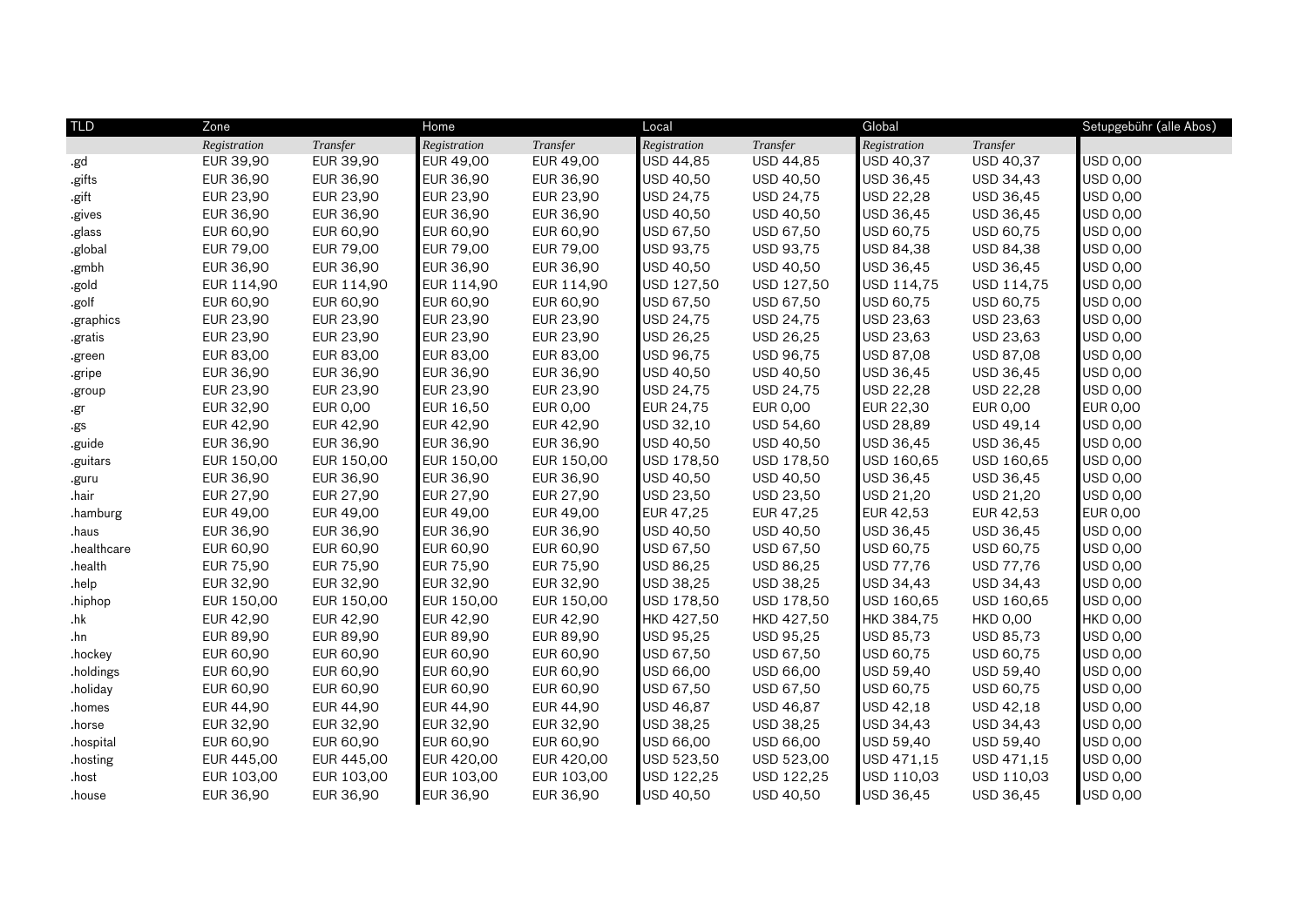| TLD | Zone | | Home | | Local | | Global | | Setupgebühr (alle Abos) |
|---|---|---|---|---|---|---|---|---|---|
| | *Registration* | *Transfer* | *Registration* | *Transfer* | *Registration* | *Transfer* | *Registration* | *Transfer* | |
| .gd | EUR 39,90 | EUR 39,90 | EUR 49,00 | EUR 49,00 | USD 44,85 | USD 44,85 | USD 40,37 | USD 40,37 | USD 0,00 |
| .gifts | EUR 36,90 | EUR 36,90 | EUR 36,90 | EUR 36,90 | USD 40,50 | USD 40,50 | USD 36,45 | USD 34,43 | USD 0,00 |
| .gift | EUR 23,90 | EUR 23,90 | EUR 23,90 | EUR 23,90 | USD 24,75 | USD 24,75 | USD 22,28 | USD 22,28 | USD 0,00 |
| .gives | EUR 36,90 | EUR 36,90 | EUR 36,90 | EUR 36,90 | USD 40,50 | USD 40,50 | USD 36,45 | USD 36,45 | USD 0,00 |
| .glass | EUR 60,90 | EUR 60,90 | EUR 60,90 | EUR 60,90 | USD 67,50 | USD 67,50 | USD 60,75 | USD 60,75 | USD 0,00 |
| .global | EUR 79,00 | EUR 79,00 | EUR 79,00 | EUR 79,00 | USD 93,75 | USD 93,75 | USD 84,38 | USD 84,38 | USD 0,00 |
| .gmbh | EUR 36,90 | EUR 36,90 | EUR 36,90 | EUR 36,90 | USD 40,50 | USD 40,50 | USD 36,45 | USD 36,45 | USD 0,00 |
| .gold | EUR 114,90 | EUR 114,90 | EUR 114,90 | EUR 114,90 | USD 127,50 | USD 127,50 | USD 114,75 | USD 114,75 | USD 0,00 |
| .golf | EUR 60,90 | EUR 60,90 | EUR 60,90 | EUR 60,90 | USD 67,50 | USD 67,50 | USD 60,75 | USD 60,75 | USD 0,00 |
| .graphics | EUR 23,90 | EUR 23,90 | EUR 23,90 | EUR 23,90 | USD 24,75 | USD 24,75 | USD 23,63 | USD 23,63 | USD 0,00 |
| .gratis | EUR 23,90 | EUR 23,90 | EUR 23,90 | EUR 23,90 | USD 26,25 | USD 26,25 | USD 23,63 | USD 23,63 | USD 0,00 |
| .green | EUR 83,00 | EUR 83,00 | EUR 83,00 | EUR 83,00 | USD 96,75 | USD 96,75 | USD 87,08 | USD 87,08 | USD 0,00 |
| .gripe | EUR 36,90 | EUR 36,90 | EUR 36,90 | EUR 36,90 | USD 40,50 | USD 40,50 | USD 36,45 | USD 36,45 | USD 0,00 |
| .group | EUR 23,90 | EUR 23,90 | EUR 23,90 | EUR 23,90 | USD 24,75 | USD 24,75 | USD 22,28 | USD 22,28 | USD 0,00 |
| .gr | EUR 32,90 | EUR 0,00 | EUR 16,50 | EUR 0,00 | EUR 24,75 | EUR 0,00 | EUR 22,30 | EUR 0,00 | EUR 0,00 |
| .gs | EUR 42,90 | EUR 42,90 | EUR 42,90 | EUR 42,90 | USD 32,10 | USD 54,60 | USD 28,89 | USD 49,14 | USD 0,00 |
| .guide | EUR 36,90 | EUR 36,90 | EUR 36,90 | EUR 36,90 | USD 40,50 | USD 40,50 | USD 36,45 | USD 36,45 | USD 0,00 |
| .guitars | EUR 150,00 | EUR 150,00 | EUR 150,00 | EUR 150,00 | USD 178,50 | USD 178,50 | USD 160,65 | USD 160,65 | USD 0,00 |
| .guru | EUR 36,90 | EUR 36,90 | EUR 36,90 | EUR 36,90 | USD 40,50 | USD 40,50 | USD 36,45 | USD 36,45 | USD 0,00 |
| .hair | EUR 27,90 | EUR 27,90 | EUR 27,90 | EUR 27,90 | USD 23,50 | USD 23,50 | USD 21,20 | USD 21,20 | USD 0,00 |
| .hamburg | EUR 49,00 | EUR 49,00 | EUR 49,00 | EUR 49,00 | EUR 47,25 | EUR 47,25 | EUR 42,53 | EUR 42,53 | EUR 0,00 |
| .haus | EUR 36,90 | EUR 36,90 | EUR 36,90 | EUR 36,90 | USD 40,50 | USD 40,50 | USD 36,45 | USD 36,45 | USD 0,00 |
| .healthcare | EUR 60,90 | EUR 60,90 | EUR 60,90 | EUR 60,90 | USD 67,50 | USD 67,50 | USD 60,75 | USD 60,75 | USD 0,00 |
| .health | EUR 75,90 | EUR 75,90 | EUR 75,90 | EUR 75,90 | USD 86,25 | USD 86,25 | USD 77,76 | USD 77,76 | USD 0,00 |
| .help | EUR 32,90 | EUR 32,90 | EUR 32,90 | EUR 32,90 | USD 38,25 | USD 38,25 | USD 34,43 | USD 34,43 | USD 0,00 |
| .hiphop | EUR 150,00 | EUR 150,00 | EUR 150,00 | EUR 150,00 | USD 178,50 | USD 178,50 | USD 160,65 | USD 160,65 | USD 0,00 |
| .hk | EUR 42,90 | EUR 42,90 | EUR 42,90 | EUR 42,90 | HKD 427,50 | HKD 427,50 | HKD 384,75 | HKD 0,00 | HKD 0,00 |
| .hn | EUR 89,90 | EUR 89,90 | EUR 89,90 | EUR 89,90 | USD 95,25 | USD 95,25 | USD 85,73 | USD 85,73 | USD 0,00 |
| .hockey | EUR 60,90 | EUR 60,90 | EUR 60,90 | EUR 60,90 | USD 67,50 | USD 67,50 | USD 60,75 | USD 60,75 | USD 0,00 |
| .holdings | EUR 60,90 | EUR 60,90 | EUR 60,90 | EUR 60,90 | USD 66,00 | USD 66,00 | USD 59,40 | USD 59,40 | USD 0,00 |
| .holiday | EUR 60,90 | EUR 60,90 | EUR 60,90 | EUR 60,90 | USD 67,50 | USD 67,50 | USD 60,75 | USD 60,75 | USD 0,00 |
| .homes | EUR 44,90 | EUR 44,90 | EUR 44,90 | EUR 44,90 | USD 46,87 | USD 46,87 | USD 42,18 | USD 42,18 | USD 0,00 |
| .horse | EUR 32,90 | EUR 32,90 | EUR 32,90 | EUR 32,90 | USD 38,25 | USD 38,25 | USD 34,43 | USD 34,43 | USD 0,00 |
| .hospital | EUR 60,90 | EUR 60,90 | EUR 60,90 | EUR 60,90 | USD 66,00 | USD 66,00 | USD 59,40 | USD 59,40 | USD 0,00 |
| .hosting | EUR 445,00 | EUR 445,00 | EUR 420,00 | EUR 420,00 | USD 523,50 | USD 523,00 | USD 471,15 | USD 471,15 | USD 0,00 |
| .host | EUR 103,00 | EUR 103,00 | EUR 103,00 | EUR 103,00 | USD 122,25 | USD 122,25 | USD 110,03 | USD 110,03 | USD 0,00 |
| .house | EUR 36,90 | EUR 36,90 | EUR 36,90 | EUR 36,90 | USD 40,50 | USD 40,50 | USD 36,45 | USD 36,45 | USD 0,00 |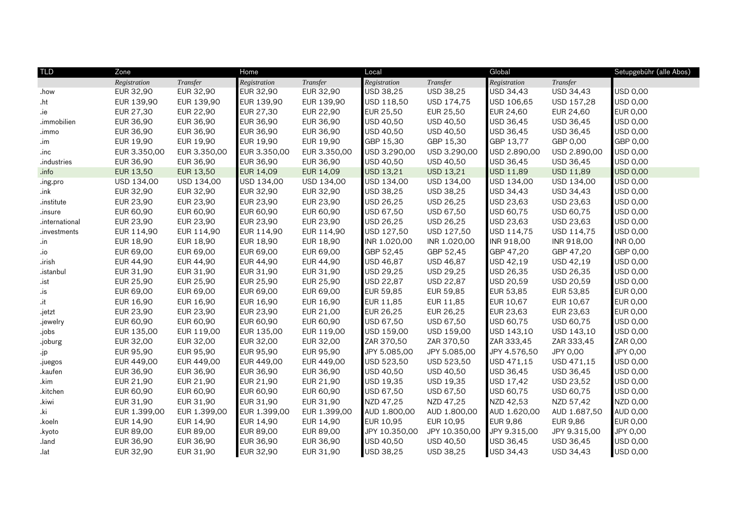| TLD | Zone | | Home | | Local | | Global | | Setupgebühr (alle Abos) |
|---|---|---|---|---|---|---|---|---|---|
| | *Registration* | *Transfer* | *Registration* | *Transfer* | *Registration* | *Transfer* | *Registration* | *Transfer* | |
| .how | EUR 32,90 | EUR 32,90 | EUR 32,90 | EUR 32,90 | USD 38,25 | USD 38,25 | USD 34,43 | USD 34,43 | USD 0,00 |
| .ht | EUR 139,90 | EUR 139,90 | EUR 139,90 | EUR 139,90 | USD 118,50 | USD 174,75 | USD 106,65 | USD 157,28 | USD 0,00 |
| .ie | EUR 27,30 | EUR 22,90 | EUR 27,30 | EUR 22,90 | EUR 25,50 | EUR 25,50 | EUR 24,60 | EUR 24,60 | EUR 0,00 |
| .immobilien | EUR 36,90 | EUR 36,90 | EUR 36,90 | EUR 36,90 | USD 40,50 | USD 40,50 | USD 36,45 | USD 36,45 | USD 0,00 |
| .immo | EUR 36,90 | EUR 36,90 | EUR 36,90 | EUR 36,90 | USD 40,50 | USD 40,50 | USD 36,45 | USD 36,45 | USD 0,00 |
| .im | EUR 19,90 | EUR 19,90 | EUR 19,90 | EUR 19,90 | GBP 15,30 | GBP 15,30 | GBP 13,77 | GBP 0,00 | GBP 0,00 |
| .inc | EUR 3.350,00 | EUR 3.350,00 | EUR 3.350,00 | EUR 3.350,00 | USD 3.290,00 | USD 3.290,00 | USD 2.890,00 | USD 2.890,00 | USD 0,00 |
| .industries | EUR 36,90 | EUR 36,90 | EUR 36,90 | EUR 36,90 | USD 40,50 | USD 40,50 | USD 36,45 | USD 36,45 | USD 0,00 |
| .info | EUR 13,50 | EUR 13,50 | EUR 14,09 | EUR 14,09 | USD 13,21 | USD 13,21 | USD 11,89 | USD 11,89 | USD 0,00 |
| .ing.pro | USD 134,00 | USD 134,00 | USD 134,00 | USD 134,00 | USD 134,00 | USD 134,00 | USD 134,00 | USD 134,00 | USD 0,00 |
| .ink | EUR 32,90 | EUR 32,90 | EUR 32,90 | EUR 32,90 | USD 38,25 | USD 38,25 | USD 34,43 | USD 34,43 | USD 0,00 |
| .institute | EUR 23,90 | EUR 23,90 | EUR 23,90 | EUR 23,90 | USD 26,25 | USD 26,25 | USD 23,63 | USD 23,63 | USD 0,00 |
| .insure | EUR 60,90 | EUR 60,90 | EUR 60,90 | EUR 60,90 | USD 67,50 | USD 67,50 | USD 60,75 | USD 60,75 | USD 0,00 |
| .international | EUR 23,90 | EUR 23,90 | EUR 23,90 | EUR 23,90 | USD 26,25 | USD 26,25 | USD 23,63 | USD 23,63 | USD 0,00 |
| .investments | EUR 114,90 | EUR 114,90 | EUR 114,90 | EUR 114,90 | USD 127,50 | USD 127,50 | USD 114,75 | USD 114,75 | USD 0,00 |
| .in | EUR 18,90 | EUR 18,90 | EUR 18,90 | EUR 18,90 | INR 1.020,00 | INR 1.020,00 | INR 918,00 | INR 918,00 | INR 0,00 |
| .io | EUR 69,00 | EUR 69,00 | EUR 69,00 | EUR 69,00 | GBP 52,45 | GBP 52,45 | GBP 47,20 | GBP 47,20 | GBP 0,00 |
| .irish | EUR 44,90 | EUR 44,90 | EUR 44,90 | EUR 44,90 | USD 46,87 | USD 46,87 | USD 42,19 | USD 42,19 | USD 0,00 |
| .istanbul | EUR 31,90 | EUR 31,90 | EUR 31,90 | EUR 31,90 | USD 29,25 | USD 29,25 | USD 26,35 | USD 26,35 | USD 0,00 |
| .ist | EUR 25,90 | EUR 25,90 | EUR 25,90 | EUR 25,90 | USD 22,87 | USD 22,87 | USD 20,59 | USD 20,59 | USD 0,00 |
| .is | EUR 69,00 | EUR 69,00 | EUR 69,00 | EUR 69,00 | EUR 59,85 | EUR 59,85 | EUR 53,85 | EUR 53,85 | EUR 0,00 |
| .it | EUR 16,90 | EUR 16,90 | EUR 16,90 | EUR 16,90 | EUR 11,85 | EUR 11,85 | EUR 10,67 | EUR 10,67 | EUR 0,00 |
| .jetzt | EUR 23,90 | EUR 23,90 | EUR 23,90 | EUR 21,00 | EUR 26,25 | EUR 26,25 | EUR 23,63 | EUR 23,63 | EUR 0,00 |
| .jewelry | EUR 60,90 | EUR 60,90 | EUR 60,90 | EUR 60,90 | USD 67,50 | USD 67,50 | USD 60,75 | USD 60,75 | USD 0,00 |
| .jobs | EUR 135,00 | EUR 119,00 | EUR 135,00 | EUR 119,00 | USD 159,00 | USD 159,00 | USD 143,10 | USD 143,10 | USD 0,00 |
| .joburg | EUR 32,00 | EUR 32,00 | EUR 32,00 | EUR 32,00 | ZAR 370,50 | ZAR 370,50 | ZAR 333,45 | ZAR 333,45 | ZAR 0,00 |
| .jp | EUR 95,90 | EUR 95,90 | EUR 95,90 | EUR 95,90 | JPY 5.085,00 | JPY 5.085,00 | JPY 4.576,50 | JPY 0,00 | JPY 0,00 |
| .juegos | EUR 449,00 | EUR 449,00 | EUR 449,00 | EUR 449,00 | USD 523,50 | USD 523,50 | USD 471,15 | USD 471,15 | USD 0,00 |
| .kaufen | EUR 36,90 | EUR 36,90 | EUR 36,90 | EUR 36,90 | USD 40,50 | USD 40,50 | USD 36,45 | USD 36,45 | USD 0,00 |
| .kim | EUR 21,90 | EUR 21,90 | EUR 21,90 | EUR 21,90 | USD 19,35 | USD 19,35 | USD 17,42 | USD 23,52 | USD 0,00 |
| .kitchen | EUR 60,90 | EUR 60,90 | EUR 60,90 | EUR 60,90 | USD 67,50 | USD 67,50 | USD 60,75 | USD 60,75 | USD 0,00 |
| .kiwi | EUR 31,90 | EUR 31,90 | EUR 31,90 | EUR 31,90 | NZD 47,25 | NZD 47,25 | NZD 42,53 | NZD 57,42 | NZD 0,00 |
| .ki | EUR 1.399,00 | EUR 1.399,00 | EUR 1.399,00 | EUR 1.399,00 | AUD 1.800,00 | AUD 1.800,00 | AUD 1.620,00 | AUD 1.687,50 | AUD 0,00 |
| .koeln | EUR 14,90 | EUR 14,90 | EUR 14,90 | EUR 14,90 | EUR 10,95 | EUR 10,95 | EUR 9,86 | EUR 9,86 | EUR 0,00 |
| .kyoto | EUR 89,00 | EUR 89,00 | EUR 89,00 | EUR 89,00 | JPY 10.350,00 | JPY 10.350,00 | JPY 9.315,00 | JPY 9.315,00 | JPY 0,00 |
| .land | EUR 36,90 | EUR 36,90 | EUR 36,90 | EUR 36,90 | USD 40,50 | USD 40,50 | USD 36,45 | USD 36,45 | USD 0,00 |
| .lat | EUR 32,90 | EUR 31,90 | EUR 32,90 | EUR 31,90 | USD 38,25 | USD 38,25 | USD 34,43 | USD 34,43 | USD 0,00 |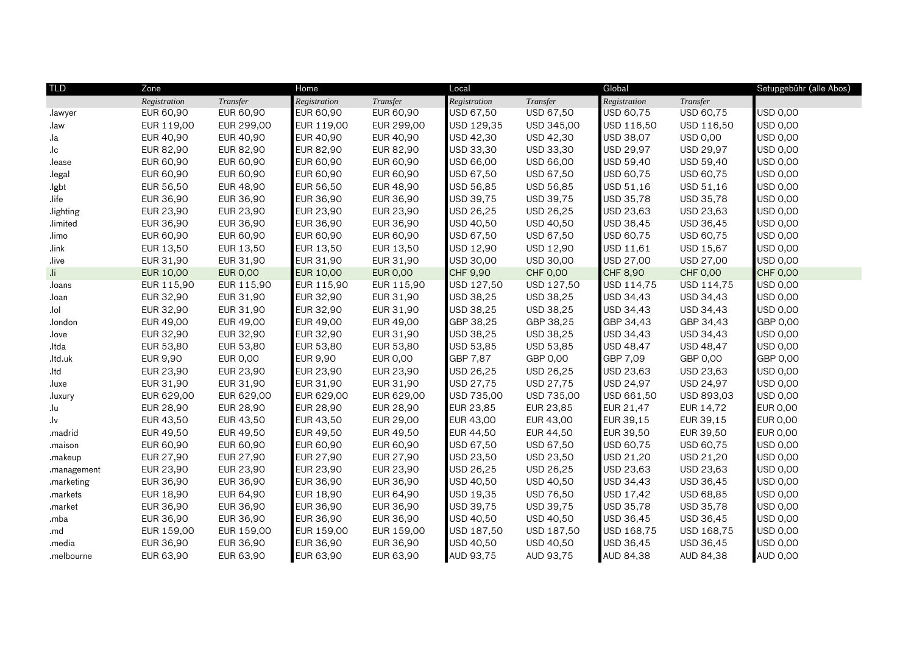| TLD | Zone | | Home | | Local | | Global | | Setupgebühr (alle Abos) |
|---|---|---|---|---|---|---|---|---|---|
| | *Registration* | *Transfer* | *Registration* | *Transfer* | *Registration* | *Transfer* | *Registration* | *Transfer* | |
| .lawyer | EUR 60,90 | EUR 60,90 | EUR 60,90 | EUR 60,90 | USD 67,50 | USD 67,50 | USD 60,75 | USD 60,75 | USD 0,00 |
| .law | EUR 119,00 | EUR 299,00 | EUR 119,00 | EUR 299,00 | USD 129,35 | USD 345,00 | USD 116,50 | USD 116,50 | USD 0,00 |
| .la | EUR 40,90 | EUR 40,90 | EUR 40,90 | EUR 40,90 | USD 42,30 | USD 42,30 | USD 38,07 | USD 0,00 | USD 0,00 |
| .lc | EUR 82,90 | EUR 82,90 | EUR 82,90 | EUR 82,90 | USD 33,30 | USD 33,30 | USD 29,97 | USD 29,97 | USD 0,00 |
| .lease | EUR 60,90 | EUR 60,90 | EUR 60,90 | EUR 60,90 | USD 66,00 | USD 66,00 | USD 59,40 | USD 59,40 | USD 0,00 |
| .legal | EUR 60,90 | EUR 60,90 | EUR 60,90 | EUR 60,90 | USD 67,50 | USD 67,50 | USD 60,75 | USD 60,75 | USD 0,00 |
| .lgbt | EUR 56,50 | EUR 48,90 | EUR 56,50 | EUR 48,90 | USD 56,85 | USD 56,85 | USD 51,16 | USD 51,16 | USD 0,00 |
| .life | EUR 36,90 | EUR 36,90 | EUR 36,90 | EUR 36,90 | USD 39,75 | USD 39,75 | USD 35,78 | USD 35,78 | USD 0,00 |
| .lighting | EUR 23,90 | EUR 23,90 | EUR 23,90 | EUR 23,90 | USD 26,25 | USD 26,25 | USD 23,63 | USD 23,63 | USD 0,00 |
| .limited | EUR 36,90 | EUR 36,90 | EUR 36,90 | EUR 36,90 | USD 40,50 | USD 40,50 | USD 36,45 | USD 36,45 | USD 0,00 |
| .limo | EUR 60,90 | EUR 60,90 | EUR 60,90 | EUR 60,90 | USD 67,50 | USD 67,50 | USD 60,75 | USD 60,75 | USD 0,00 |
| .link | EUR 13,50 | EUR 13,50 | EUR 13,50 | EUR 13,50 | USD 12,90 | USD 12,90 | USD 11,61 | USD 15,67 | USD 0,00 |
| .live | EUR 31,90 | EUR 31,90 | EUR 31,90 | EUR 31,90 | USD 30,00 | USD 30,00 | USD 27,00 | USD 27,00 | USD 0,00 |
| .li | EUR 10,00 | EUR 0,00 | EUR 10,00 | EUR 0,00 | CHF 9,90 | CHF 0,00 | CHF 8,90 | CHF 0,00 | CHF 0,00 |
| .loans | EUR 115,90 | EUR 115,90 | EUR 115,90 | EUR 115,90 | USD 127,50 | USD 127,50 | USD 114,75 | USD 114,75 | USD 0,00 |
| .loan | EUR 32,90 | EUR 31,90 | EUR 32,90 | EUR 31,90 | USD 38,25 | USD 38,25 | USD 34,43 | USD 34,43 | USD 0,00 |
| .lol | EUR 32,90 | EUR 31,90 | EUR 32,90 | EUR 31,90 | USD 38,25 | USD 38,25 | USD 34,43 | USD 34,43 | USD 0,00 |
| .london | EUR 49,00 | EUR 49,00 | EUR 49,00 | EUR 49,00 | GBP 38,25 | GBP 38,25 | GBP 34,43 | GBP 34,43 | GBP 0,00 |
| .love | EUR 32,90 | EUR 32,90 | EUR 32,90 | EUR 31,90 | USD 38,25 | USD 38,25 | USD 34,43 | USD 34,43 | USD 0,00 |
| .ltda | EUR 53,80 | EUR 53,80 | EUR 53,80 | EUR 53,80 | USD 53,85 | USD 53,85 | USD 48,47 | USD 48,47 | USD 0,00 |
| .ltd.uk | EUR 9,90 | EUR 0,00 | EUR 9,90 | EUR 0,00 | GBP 7,87 | GBP 0,00 | GBP 7,09 | GBP 0,00 | GBP 0,00 |
| .ltd | EUR 23,90 | EUR 23,90 | EUR 23,90 | EUR 23,90 | USD 26,25 | USD 26,25 | USD 23,63 | USD 23,63 | USD 0,00 |
| .luxe | EUR 31,90 | EUR 31,90 | EUR 31,90 | EUR 31,90 | USD 27,75 | USD 27,75 | USD 24,97 | USD 24,97 | USD 0,00 |
| .luxury | EUR 629,00 | EUR 629,00 | EUR 629,00 | EUR 629,00 | USD 735,00 | USD 735,00 | USD 661,50 | USD 893,03 | USD 0,00 |
| .lu | EUR 28,90 | EUR 28,90 | EUR 28,90 | EUR 28,90 | EUR 23,85 | EUR 23,85 | EUR 21,47 | EUR 14,72 | EUR 0,00 |
| .lv | EUR 43,50 | EUR 43,50 | EUR 43,50 | EUR 29,00 | EUR 43,00 | EUR 43,00 | EUR 39,15 | EUR 39,15 | EUR 0,00 |
| .madrid | EUR 49,50 | EUR 49,50 | EUR 49,50 | EUR 49,50 | EUR 44,50 | EUR 44,50 | EUR 39,50 | EUR 39,50 | EUR 0,00 |
| .maison | EUR 60,90 | EUR 60,90 | EUR 60,90 | EUR 60,90 | USD 67,50 | USD 67,50 | USD 60,75 | USD 60,75 | USD 0,00 |
| .makeup | EUR 27,90 | EUR 27,90 | EUR 27,90 | EUR 27,90 | USD 23,50 | USD 23,50 | USD 21,20 | USD 21,20 | USD 0,00 |
| .management | EUR 23,90 | EUR 23,90 | EUR 23,90 | EUR 23,90 | USD 26,25 | USD 26,25 | USD 23,63 | USD 23,63 | USD 0,00 |
| .marketing | EUR 36,90 | EUR 36,90 | EUR 36,90 | EUR 36,90 | USD 40,50 | USD 40,50 | USD 34,43 | USD 36,45 | USD 0,00 |
| .markets | EUR 18,90 | EUR 64,90 | EUR 18,90 | EUR 64,90 | USD 19,35 | USD 76,50 | USD 17,42 | USD 68,85 | USD 0,00 |
| .market | EUR 36,90 | EUR 36,90 | EUR 36,90 | EUR 36,90 | USD 39,75 | USD 39,75 | USD 35,78 | USD 35,78 | USD 0,00 |
| .mba | EUR 36,90 | EUR 36,90 | EUR 36,90 | EUR 36,90 | USD 40,50 | USD 40,50 | USD 36,45 | USD 36,45 | USD 0,00 |
| .md | EUR 159,00 | EUR 159,00 | EUR 159,00 | EUR 159,00 | USD 187,50 | USD 187,50 | USD 168,75 | USD 168,75 | USD 0,00 |
| .media | EUR 36,90 | EUR 36,90 | EUR 36,90 | EUR 36,90 | USD 40,50 | USD 40,50 | USD 36,45 | USD 36,45 | USD 0,00 |
| .melbourne | EUR 63,90 | EUR 63,90 | EUR 63,90 | EUR 63,90 | AUD 93,75 | AUD 93,75 | AUD 84,38 | AUD 84,38 | AUD 0,00 |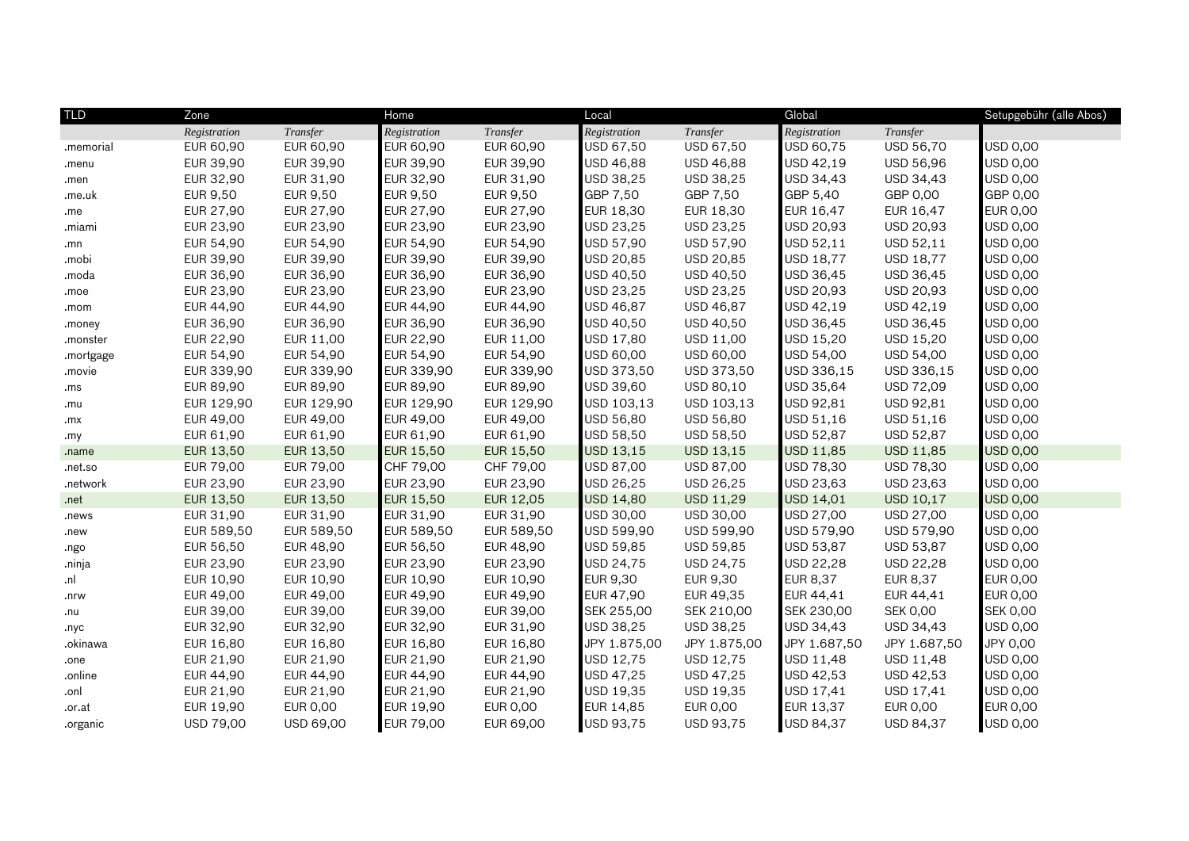| TLD | Zone | | Home | | Local | | Global | | Setupgebühr (alle Abos) |
|---|---|---|---|---|---|---|---|---|---|
| | *Registration* | *Transfer* | *Registration* | *Transfer* | *Registration* | *Transfer* | *Registration* | *Transfer* | |
| .memorial | EUR 60,90 | EUR 60,90 | EUR 60,90 | EUR 60,90 | USD 67,50 | USD 67,50 | USD 60,75 | USD 56,70 | USD 0,00 |
| .menu | EUR 39,90 | EUR 39,90 | EUR 39,90 | EUR 39,90 | USD 46,88 | USD 46,88 | USD 42,19 | USD 56,96 | USD 0,00 |
| .men | EUR 32,90 | EUR 31,90 | EUR 32,90 | EUR 31,90 | USD 38,25 | USD 38,25 | USD 34,43 | USD 34,43 | USD 0,00 |
| .me.uk | EUR 9,50 | EUR 9,50 | EUR 9,50 | EUR 9,50 | GBP 7,50 | GBP 7,50 | GBP 5,40 | GBP 0,00 | GBP 0,00 |
| .me | EUR 27,90 | EUR 27,90 | EUR 27,90 | EUR 27,90 | EUR 18,30 | EUR 18,30 | EUR 16,47 | EUR 16,47 | EUR 0,00 |
| .miami | EUR 23,90 | EUR 23,90 | EUR 23,90 | EUR 23,90 | USD 23,25 | USD 23,25 | USD 20,93 | USD 20,93 | USD 0,00 |
| .mn | EUR 54,90 | EUR 54,90 | EUR 54,90 | EUR 54,90 | USD 57,90 | USD 57,90 | USD 52,11 | USD 52,11 | USD 0,00 |
| .mobi | EUR 39,90 | EUR 39,90 | EUR 39,90 | EUR 39,90 | USD 20,85 | USD 20,85 | USD 18,77 | USD 18,77 | USD 0,00 |
| .moda | EUR 36,90 | EUR 36,90 | EUR 36,90 | EUR 36,90 | USD 40,50 | USD 40,50 | USD 36,45 | USD 36,45 | USD 0,00 |
| .moe | EUR 23,90 | EUR 23,90 | EUR 23,90 | EUR 23,90 | USD 23,25 | USD 23,25 | USD 20,93 | USD 20,93 | USD 0,00 |
| .mom | EUR 44,90 | EUR 44,90 | EUR 44,90 | EUR 44,90 | USD 46,87 | USD 46,87 | USD 42,19 | USD 42,19 | USD 0,00 |
| .money | EUR 36,90 | EUR 36,90 | EUR 36,90 | EUR 36,90 | USD 40,50 | USD 40,50 | USD 36,45 | USD 36,45 | USD 0,00 |
| .monster | EUR 22,90 | EUR 11,00 | EUR 22,90 | EUR 11,00 | USD 17,80 | USD 11,00 | USD 15,20 | USD 15,20 | USD 0,00 |
| .mortgage | EUR 54,90 | EUR 54,90 | EUR 54,90 | EUR 54,90 | USD 60,00 | USD 60,00 | USD 54,00 | USD 54,00 | USD 0,00 |
| .movie | EUR 339,90 | EUR 339,90 | EUR 339,90 | EUR 339,90 | USD 373,50 | USD 373,50 | USD 336,15 | USD 336,15 | USD 0,00 |
| .ms | EUR 89,90 | EUR 89,90 | EUR 89,90 | EUR 89,90 | USD 39,60 | USD 80,10 | USD 35,64 | USD 72,09 | USD 0,00 |
| .mu | EUR 129,90 | EUR 129,90 | EUR 129,90 | EUR 129,90 | USD 103,13 | USD 103,13 | USD 92,81 | USD 92,81 | USD 0,00 |
| .mx | EUR 49,00 | EUR 49,00 | EUR 49,00 | EUR 49,00 | USD 56,80 | USD 56,80 | USD 51,16 | USD 51,16 | USD 0,00 |
| .my | EUR 61,90 | EUR 61,90 | EUR 61,90 | EUR 61,90 | USD 58,50 | USD 58,50 | USD 52,87 | USD 52,87 | USD 0,00 |
| .name | EUR 13,50 | EUR 13,50 | EUR 15,50 | EUR 15,50 | USD 13,15 | USD 13,15 | USD 11,85 | USD 11,85 | USD 0,00 |
| .net.so | EUR 79,00 | EUR 79,00 | CHF 79,00 | CHF 79,00 | USD 87,00 | USD 87,00 | USD 78,30 | USD 78,30 | USD 0,00 |
| .network | EUR 23,90 | EUR 23,90 | EUR 23,90 | EUR 23,90 | USD 26,25 | USD 26,25 | USD 23,63 | USD 23,63 | USD 0,00 |
| .net | EUR 13,50 | EUR 13,50 | EUR 15,50 | EUR 12,05 | USD 14,80 | USD 11,29 | USD 14,01 | USD 10,17 | USD 0,00 |
| .news | EUR 31,90 | EUR 31,90 | EUR 31,90 | EUR 31,90 | USD 30,00 | USD 30,00 | USD 27,00 | USD 27,00 | USD 0,00 |
| .new | EUR 589,50 | EUR 589,50 | EUR 589,50 | EUR 589,50 | USD 599,90 | USD 599,90 | USD 579,90 | USD 579,90 | USD 0,00 |
| .ngo | EUR 56,50 | EUR 48,90 | EUR 56,50 | EUR 48,90 | USD 59,85 | USD 59,85 | USD 53,87 | USD 53,87 | USD 0,00 |
| .ninja | EUR 23,90 | EUR 23,90 | EUR 23,90 | EUR 23,90 | USD 24,75 | USD 24,75 | USD 22,28 | USD 22,28 | USD 0,00 |
| .nl | EUR 10,90 | EUR 10,90 | EUR 10,90 | EUR 10,90 | EUR 9,30 | EUR 9,30 | EUR 8,37 | EUR 8,37 | EUR 0,00 |
| .nrw | EUR 49,00 | EUR 49,00 | EUR 49,90 | EUR 49,90 | EUR 47,90 | EUR 49,35 | EUR 44,41 | EUR 44,41 | EUR 0,00 |
| .nu | EUR 39,00 | EUR 39,00 | EUR 39,00 | EUR 39,00 | SEK 255,00 | SEK 210,00 | SEK 230,00 | SEK 0,00 | SEK 0,00 |
| .nyc | EUR 32,90 | EUR 32,90 | EUR 32,90 | EUR 31,90 | USD 38,25 | USD 38,25 | USD 34,43 | USD 34,43 | USD 0,00 |
| .okinawa | EUR 16,80 | EUR 16,80 | EUR 16,80 | EUR 16,80 | JPY 1.875,00 | JPY 1.875,00 | JPY 1.687,50 | JPY 1.687,50 | JPY 0,00 |
| .one | EUR 21,90 | EUR 21,90 | EUR 21,90 | EUR 21,90 | USD 12,75 | USD 12,75 | USD 11,48 | USD 11,48 | USD 0,00 |
| .online | EUR 44,90 | EUR 44,90 | EUR 44,90 | EUR 44,90 | USD 47,25 | USD 47,25 | USD 42,53 | USD 42,53 | USD 0,00 |
| .onl | EUR 21,90 | EUR 21,90 | EUR 21,90 | EUR 21,90 | USD 19,35 | USD 19,35 | USD 17,41 | USD 17,41 | USD 0,00 |
| .or.at | EUR 19,90 | EUR 0,00 | EUR 19,90 | EUR 0,00 | EUR 14,85 | EUR 0,00 | EUR 13,37 | EUR 0,00 | EUR 0,00 |
| .organic | USD 79,00 | USD 69,00 | EUR 79,00 | EUR 69,00 | USD 93,75 | USD 93,75 | USD 84,37 | USD 84,37 | USD 0,00 |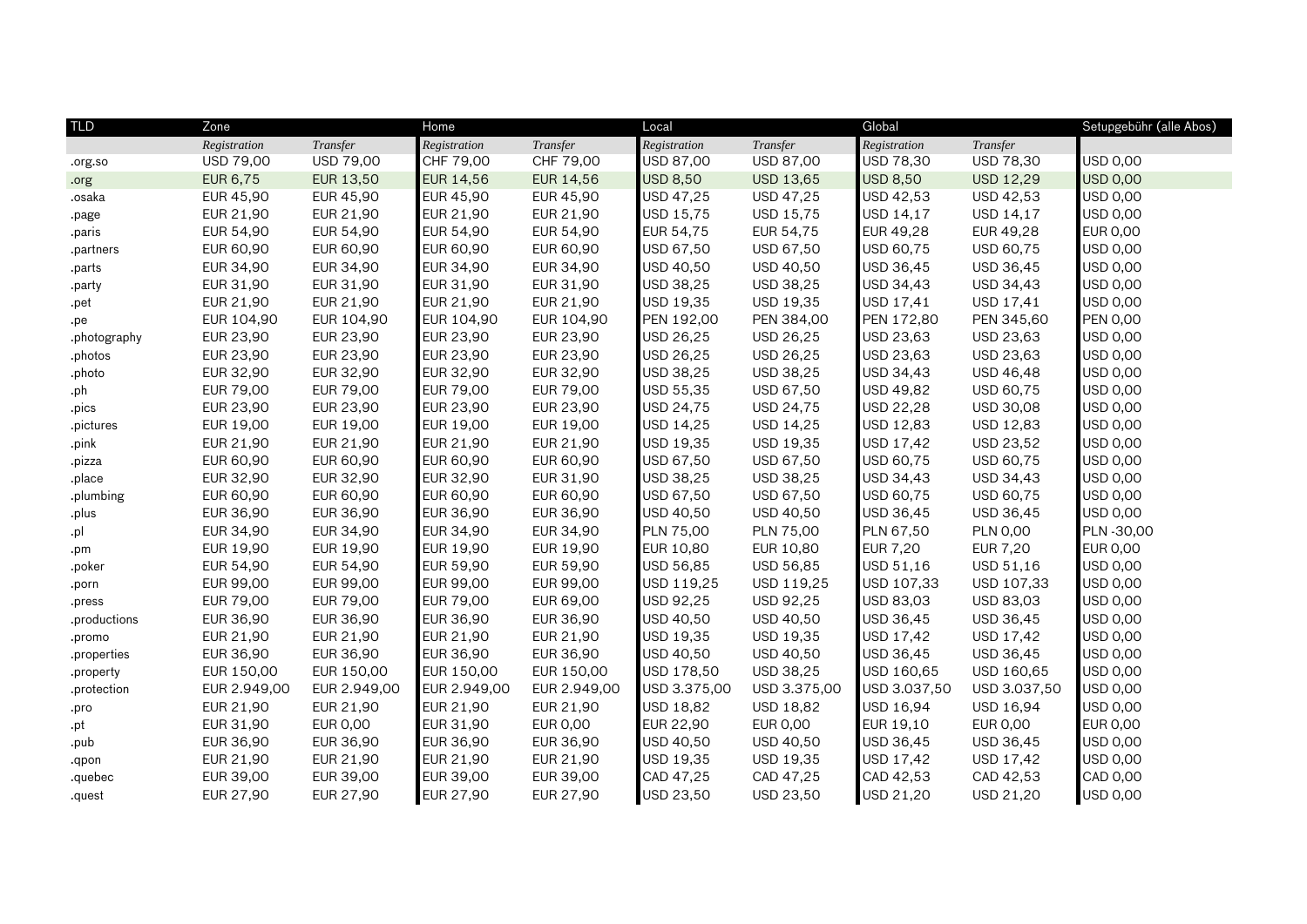| TLD | Zone | | Home | | Local | | Global | | Setupgebühr (alle Abos) |
|---|---|---|---|---|---|---|---|---|---|
| | *Registration* | *Transfer* | *Registration* | *Transfer* | *Registration* | *Transfer* | *Registration* | *Transfer* | |
| .org.so | USD 79,00 | USD 79,00 | CHF 79,00 | CHF 79,00 | USD 87,00 | USD 87,00 | USD 78,30 | USD 78,30 | USD 0,00 |
| .org | EUR 6,75 | EUR 13,50 | EUR 14,56 | EUR 14,56 | USD 8,50 | USD 13,65 | USD 8,50 | USD 12,29 | USD 0,00 |
| .osaka | EUR 45,90 | EUR 45,90 | EUR 45,90 | EUR 45,90 | USD 47,25 | USD 47,25 | USD 42,53 | USD 42,53 | USD 0,00 |
| .page | EUR 21,90 | EUR 21,90 | EUR 21,90 | EUR 21,90 | USD 15,75 | USD 15,75 | USD 14,17 | USD 14,17 | USD 0,00 |
| .paris | EUR 54,90 | EUR 54,90 | EUR 54,90 | EUR 54,90 | EUR 54,75 | EUR 54,75 | EUR 49,28 | EUR 49,28 | EUR 0,00 |
| .partners | EUR 60,90 | EUR 60,90 | EUR 60,90 | EUR 60,90 | USD 67,50 | USD 67,50 | USD 60,75 | USD 60,75 | USD 0,00 |
| .parts | EUR 34,90 | EUR 34,90 | EUR 34,90 | EUR 34,90 | USD 40,50 | USD 40,50 | USD 36,45 | USD 36,45 | USD 0,00 |
| .party | EUR 31,90 | EUR 31,90 | EUR 31,90 | EUR 31,90 | USD 38,25 | USD 38,25 | USD 34,43 | USD 34,43 | USD 0,00 |
| .pet | EUR 21,90 | EUR 21,90 | EUR 21,90 | EUR 21,90 | USD 19,35 | USD 19,35 | USD 17,41 | USD 17,41 | USD 0,00 |
| .pe | EUR 104,90 | EUR 104,90 | EUR 104,90 | EUR 104,90 | PEN 192,00 | PEN 384,00 | PEN 172,80 | PEN 345,60 | PEN 0,00 |
| .photography | EUR 23,90 | EUR 23,90 | EUR 23,90 | EUR 23,90 | USD 26,25 | USD 26,25 | USD 23,63 | USD 23,63 | USD 0,00 |
| .photos | EUR 23,90 | EUR 23,90 | EUR 23,90 | EUR 23,90 | USD 26,25 | USD 26,25 | USD 23,63 | USD 23,63 | USD 0,00 |
| .photo | EUR 32,90 | EUR 32,90 | EUR 32,90 | EUR 32,90 | USD 38,25 | USD 38,25 | USD 34,43 | USD 46,48 | USD 0,00 |
| .ph | EUR 79,00 | EUR 79,00 | EUR 79,00 | EUR 79,00 | USD 55,35 | USD 67,50 | USD 49,82 | USD 60,75 | USD 0,00 |
| .pics | EUR 23,90 | EUR 23,90 | EUR 23,90 | EUR 23,90 | USD 24,75 | USD 24,75 | USD 22,28 | USD 30,08 | USD 0,00 |
| .pictures | EUR 19,00 | EUR 19,00 | EUR 19,00 | EUR 19,00 | USD 14,25 | USD 14,25 | USD 12,83 | USD 12,83 | USD 0,00 |
| .pink | EUR 21,90 | EUR 21,90 | EUR 21,90 | EUR 21,90 | USD 19,35 | USD 19,35 | USD 17,42 | USD 23,52 | USD 0,00 |
| .pizza | EUR 60,90 | EUR 60,90 | EUR 60,90 | EUR 60,90 | USD 67,50 | USD 67,50 | USD 60,75 | USD 60,75 | USD 0,00 |
| .place | EUR 32,90 | EUR 32,90 | EUR 32,90 | EUR 31,90 | USD 38,25 | USD 38,25 | USD 34,43 | USD 34,43 | USD 0,00 |
| .plumbing | EUR 60,90 | EUR 60,90 | EUR 60,90 | EUR 60,90 | USD 67,50 | USD 67,50 | USD 60,75 | USD 60,75 | USD 0,00 |
| .plus | EUR 36,90 | EUR 36,90 | EUR 36,90 | EUR 36,90 | USD 40,50 | USD 40,50 | USD 36,45 | USD 36,45 | USD 0,00 |
| .pl | EUR 34,90 | EUR 34,90 | EUR 34,90 | EUR 34,90 | PLN 75,00 | PLN 75,00 | PLN 67,50 | PLN 0,00 | PLN -30,00 |
| .pm | EUR 19,90 | EUR 19,90 | EUR 19,90 | EUR 19,90 | EUR 10,80 | EUR 10,80 | EUR 7,20 | EUR 7,20 | EUR 0,00 |
| .poker | EUR 54,90 | EUR 54,90 | EUR 59,90 | EUR 59,90 | USD 56,85 | USD 56,85 | USD 51,16 | USD 51,16 | USD 0,00 |
| .porn | EUR 99,00 | EUR 99,00 | EUR 99,00 | EUR 99,00 | USD 119,25 | USD 119,25 | USD 107,33 | USD 107,33 | USD 0,00 |
| .press | EUR 79,00 | EUR 79,00 | EUR 79,00 | EUR 69,00 | USD 92,25 | USD 92,25 | USD 83,03 | USD 83,03 | USD 0,00 |
| .productions | EUR 36,90 | EUR 36,90 | EUR 36,90 | EUR 36,90 | USD 40,50 | USD 40,50 | USD 36,45 | USD 36,45 | USD 0,00 |
| .promo | EUR 21,90 | EUR 21,90 | EUR 21,90 | EUR 21,90 | USD 19,35 | USD 19,35 | USD 17,42 | USD 17,42 | USD 0,00 |
| .properties | EUR 36,90 | EUR 36,90 | EUR 36,90 | EUR 36,90 | USD 40,50 | USD 40,50 | USD 36,45 | USD 36,45 | USD 0,00 |
| .property | EUR 150,00 | EUR 150,00 | EUR 150,00 | EUR 150,00 | USD 178,50 | USD 38,25 | USD 160,65 | USD 160,65 | USD 0,00 |
| .protection | EUR 2.949,00 | EUR 2.949,00 | EUR 2.949,00 | EUR 2.949,00 | USD 3.375,00 | USD 3.375,00 | USD 3.037,50 | USD 3.037,50 | USD 0,00 |
| .pro | EUR 21,90 | EUR 21,90 | EUR 21,90 | EUR 21,90 | USD 18,82 | USD 18,82 | USD 16,94 | USD 16,94 | USD 0,00 |
| .pt | EUR 31,90 | EUR 0,00 | EUR 31,90 | EUR 0,00 | EUR 22,90 | EUR 0,00 | EUR 19,10 | EUR 0,00 | EUR 0,00 |
| .pub | EUR 36,90 | EUR 36,90 | EUR 36,90 | EUR 36,90 | USD 40,50 | USD 40,50 | USD 36,45 | USD 36,45 | USD 0,00 |
| .qpon | EUR 21,90 | EUR 21,90 | EUR 21,90 | EUR 21,90 | USD 19,35 | USD 19,35 | USD 17,42 | USD 17,42 | USD 0,00 |
| .quebec | EUR 39,00 | EUR 39,00 | EUR 39,00 | EUR 39,00 | CAD 47,25 | CAD 47,25 | CAD 42,53 | CAD 42,53 | CAD 0,00 |
| .quest | EUR 27,90 | EUR 27,90 | EUR 27,90 | EUR 27,90 | USD 23,50 | USD 23,50 | USD 21,20 | USD 21,20 | USD 0,00 |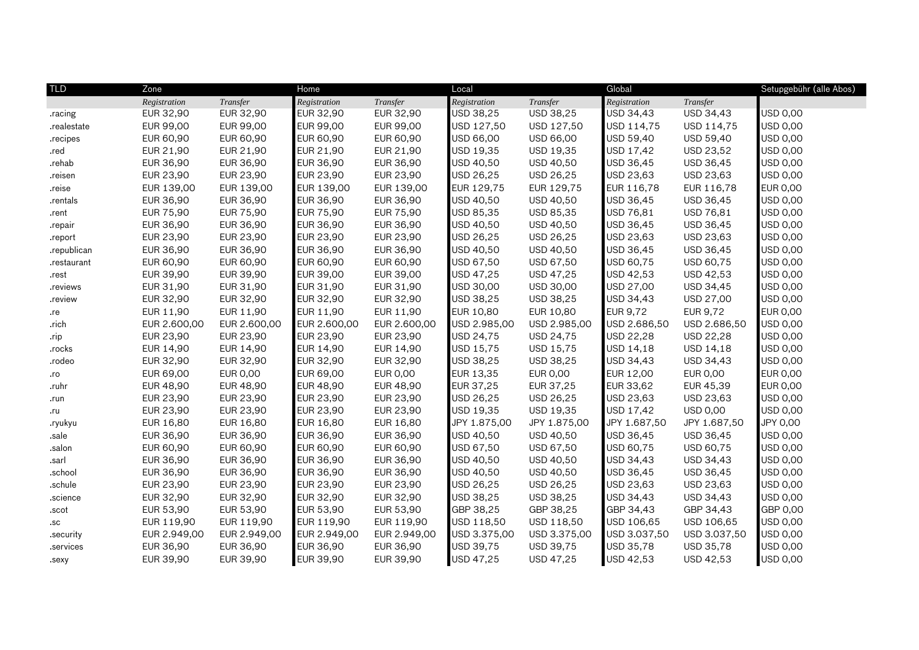| TLD | Zone | | Home | | Local | | Global | | Setupgebühr (alle Abos) |
|---|---|---|---|---|---|---|---|---|---|
| | *Registration* | *Transfer* | *Registration* | *Transfer* | *Registration* | *Transfer* | *Registration* | *Transfer* | |
| .racing | EUR 32,90 | EUR 32,90 | EUR 32,90 | EUR 32,90 | USD 38,25 | USD 38,25 | USD 34,43 | USD 34,43 | USD 0,00 |
| .realestate | EUR 99,00 | EUR 99,00 | EUR 99,00 | EUR 99,00 | USD 127,50 | USD 127,50 | USD 114,75 | USD 114,75 | USD 0,00 |
| .recipes | EUR 60,90 | EUR 60,90 | EUR 60,90 | EUR 60,90 | USD 66,00 | USD 66,00 | USD 59,40 | USD 59,40 | USD 0,00 |
| .red | EUR 21,90 | EUR 21,90 | EUR 21,90 | EUR 21,90 | USD 19,35 | USD 19,35 | USD 17,42 | USD 23,52 | USD 0,00 |
| .rehab | EUR 36,90 | EUR 36,90 | EUR 36,90 | EUR 36,90 | USD 40,50 | USD 40,50 | USD 36,45 | USD 36,45 | USD 0,00 |
| .reisen | EUR 23,90 | EUR 23,90 | EUR 23,90 | EUR 23,90 | USD 26,25 | USD 26,25 | USD 23,63 | USD 23,63 | USD 0,00 |
| .reise | EUR 139,00 | EUR 139,00 | EUR 139,00 | EUR 139,00 | EUR 129,75 | EUR 129,75 | EUR 116,78 | EUR 116,78 | EUR 0,00 |
| .rentals | EUR 36,90 | EUR 36,90 | EUR 36,90 | EUR 36,90 | USD 40,50 | USD 40,50 | USD 36,45 | USD 36,45 | USD 0,00 |
| .rent | EUR 75,90 | EUR 75,90 | EUR 75,90 | EUR 75,90 | USD 85,35 | USD 85,35 | USD 76,81 | USD 76,81 | USD 0,00 |
| .repair | EUR 36,90 | EUR 36,90 | EUR 36,90 | EUR 36,90 | USD 40,50 | USD 40,50 | USD 36,45 | USD 36,45 | USD 0,00 |
| .report | EUR 23,90 | EUR 23,90 | EUR 23,90 | EUR 23,90 | USD 26,25 | USD 26,25 | USD 23,63 | USD 23,63 | USD 0,00 |
| .republican | EUR 36,90 | EUR 36,90 | EUR 36,90 | EUR 36,90 | USD 40,50 | USD 40,50 | USD 36,45 | USD 36,45 | USD 0,00 |
| .restaurant | EUR 60,90 | EUR 60,90 | EUR 60,90 | EUR 60,90 | USD 67,50 | USD 67,50 | USD 60,75 | USD 60,75 | USD 0,00 |
| .rest | EUR 39,90 | EUR 39,90 | EUR 39,00 | EUR 39,00 | USD 47,25 | USD 47,25 | USD 42,53 | USD 42,53 | USD 0,00 |
| .reviews | EUR 31,90 | EUR 31,90 | EUR 31,90 | EUR 31,90 | USD 30,00 | USD 30,00 | USD 27,00 | USD 34,45 | USD 0,00 |
| .review | EUR 32,90 | EUR 32,90 | EUR 32,90 | EUR 32,90 | USD 38,25 | USD 38,25 | USD 34,43 | USD 27,00 | USD 0,00 |
| .re | EUR 11,90 | EUR 11,90 | EUR 11,90 | EUR 11,90 | EUR 10,80 | EUR 10,80 | EUR 9,72 | EUR 9,72 | EUR 0,00 |
| .rich | EUR 2.600,00 | EUR 2.600,00 | EUR 2.600,00 | EUR 2.600,00 | USD 2.985,00 | USD 2.985,00 | USD 2.686,50 | USD 2.686,50 | USD 0,00 |
| .rip | EUR 23,90 | EUR 23,90 | EUR 23,90 | EUR 23,90 | USD 24,75 | USD 24,75 | USD 22,28 | USD 22,28 | USD 0,00 |
| .rocks | EUR 14,90 | EUR 14,90 | EUR 14,90 | EUR 14,90 | USD 15,75 | USD 15,75 | USD 14,18 | USD 14,18 | USD 0,00 |
| .rodeo | EUR 32,90 | EUR 32,90 | EUR 32,90 | EUR 32,90 | USD 38,25 | USD 38,25 | USD 34,43 | USD 34,43 | USD 0,00 |
| .ro | EUR 69,00 | EUR 0,00 | EUR 69,00 | EUR 0,00 | EUR 13,35 | EUR 0,00 | EUR 12,00 | EUR 0,00 | EUR 0,00 |
| .ruhr | EUR 48,90 | EUR 48,90 | EUR 48,90 | EUR 48,90 | EUR 37,25 | EUR 37,25 | EUR 33,62 | EUR 45,39 | EUR 0,00 |
| .run | EUR 23,90 | EUR 23,90 | EUR 23,90 | EUR 23,90 | USD 26,25 | USD 26,25 | USD 23,63 | USD 23,63 | USD 0,00 |
| .ru | EUR 23,90 | EUR 23,90 | EUR 23,90 | EUR 23,90 | USD 19,35 | USD 19,35 | USD 17,42 | USD 0,00 | USD 0,00 |
| .ryukyu | EUR 16,80 | EUR 16,80 | EUR 16,80 | EUR 16,80 | JPY 1.875,00 | JPY 1.875,00 | JPY 1.687,50 | JPY 1.687,50 | JPY 0,00 |
| .sale | EUR 36,90 | EUR 36,90 | EUR 36,90 | EUR 36,90 | USD 40,50 | USD 40,50 | USD 36,45 | USD 36,45 | USD 0,00 |
| .salon | EUR 60,90 | EUR 60,90 | EUR 60,90 | EUR 60,90 | USD 67,50 | USD 67,50 | USD 60,75 | USD 60,75 | USD 0,00 |
| .sarl | EUR 36,90 | EUR 36,90 | EUR 36,90 | EUR 36,90 | USD 40,50 | USD 40,50 | USD 34,43 | USD 34,43 | USD 0,00 |
| .school | EUR 36,90 | EUR 36,90 | EUR 36,90 | EUR 36,90 | USD 40,50 | USD 40,50 | USD 36,45 | USD 36,45 | USD 0,00 |
| .schule | EUR 23,90 | EUR 23,90 | EUR 23,90 | EUR 23,90 | USD 26,25 | USD 26,25 | USD 23,63 | USD 23,63 | USD 0,00 |
| .science | EUR 32,90 | EUR 32,90 | EUR 32,90 | EUR 32,90 | USD 38,25 | USD 38,25 | USD 34,43 | USD 34,43 | USD 0,00 |
| .scot | EUR 53,90 | EUR 53,90 | EUR 53,90 | EUR 53,90 | GBP 38,25 | GBP 38,25 | GBP 34,43 | GBP 34,43 | GBP 0,00 |
| .sc | EUR 119,90 | EUR 119,90 | EUR 119,90 | EUR 119,90 | USD 118,50 | USD 118,50 | USD 106,65 | USD 106,65 | USD 0,00 |
| .security | EUR 2.949,00 | EUR 2.949,00 | EUR 2.949,00 | EUR 2.949,00 | USD 3.375,00 | USD 3.375,00 | USD 3.037,50 | USD 3.037,50 | USD 0,00 |
| .services | EUR 36,90 | EUR 36,90 | EUR 36,90 | EUR 36,90 | USD 39,75 | USD 39,75 | USD 35,78 | USD 35,78 | USD 0,00 |
| .sexy | EUR 39,90 | EUR 39,90 | EUR 39,90 | EUR 39,90 | USD 47,25 | USD 47,25 | USD 42,53 | USD 42,53 | USD 0,00 |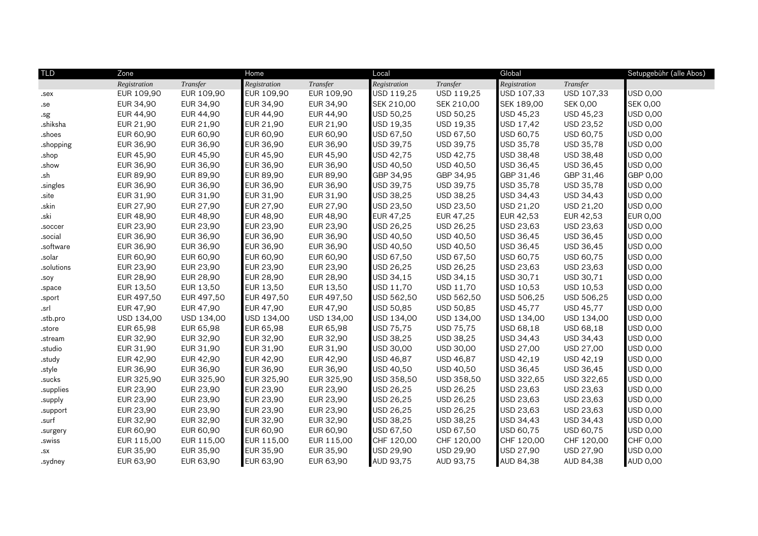| TLD | Zone | | Home | | Local | | Global | | Setupgebühr (alle Abos) |
|---|---|---|---|---|---|---|---|---|---|
| | *Registration* | *Transfer* | *Registration* | *Transfer* | *Registration* | *Transfer* | *Registration* | *Transfer* | |
| .sex | EUR 109,90 | EUR 109,90 | EUR 109,90 | EUR 109,90 | USD 119,25 | USD 119,25 | USD 107,33 | USD 107,33 | USD 0,00 |
| .se | EUR 34,90 | EUR 34,90 | EUR 34,90 | EUR 34,90 | SEK 210,00 | SEK 210,00 | SEK 189,00 | SEK 0,00 | SEK 0,00 |
| .sg | EUR 44,90 | EUR 44,90 | EUR 44,90 | EUR 44,90 | USD 50,25 | USD 50,25 | USD 45,23 | USD 45,23 | USD 0,00 |
| .shiksha | EUR 21,90 | EUR 21,90 | EUR 21,90 | EUR 21,90 | USD 19,35 | USD 19,35 | USD 17,42 | USD 23,52 | USD 0,00 |
| .shoes | EUR 60,90 | EUR 60,90 | EUR 60,90 | EUR 60,90 | USD 67,50 | USD 67,50 | USD 60,75 | USD 60,75 | USD 0,00 |
| .shopping | EUR 36,90 | EUR 36,90 | EUR 36,90 | EUR 36,90 | USD 39,75 | USD 39,75 | USD 35,78 | USD 35,78 | USD 0,00 |
| .shop | EUR 45,90 | EUR 45,90 | EUR 45,90 | EUR 45,90 | USD 42,75 | USD 42,75 | USD 38,48 | USD 38,48 | USD 0,00 |
| .show | EUR 36,90 | EUR 36,90 | EUR 36,90 | EUR 36,90 | USD 40,50 | USD 40,50 | USD 36,45 | USD 36,45 | USD 0,00 |
| .sh | EUR 89,90 | EUR 89,90 | EUR 89,90 | EUR 89,90 | GBP 34,95 | GBP 34,95 | GBP 31,46 | GBP 31,46 | GBP 0,00 |
| .singles | EUR 36,90 | EUR 36,90 | EUR 36,90 | EUR 36,90 | USD 39,75 | USD 39,75 | USD 35,78 | USD 35,78 | USD 0,00 |
| .site | EUR 31,90 | EUR 31,90 | EUR 31,90 | EUR 31,90 | USD 38,25 | USD 38,25 | USD 34,43 | USD 34,43 | USD 0,00 |
| .skin | EUR 27,90 | EUR 27,90 | EUR 27,90 | EUR 27,90 | USD 23,50 | USD 23,50 | USD 21,20 | USD 21,20 | USD 0,00 |
| .ski | EUR 48,90 | EUR 48,90 | EUR 48,90 | EUR 48,90 | EUR 47,25 | EUR 47,25 | EUR 42,53 | EUR 42,53 | EUR 0,00 |
| .soccer | EUR 23,90 | EUR 23,90 | EUR 23,90 | EUR 23,90 | USD 26,25 | USD 26,25 | USD 23,63 | USD 23,63 | USD 0,00 |
| .social | EUR 36,90 | EUR 36,90 | EUR 36,90 | EUR 36,90 | USD 40,50 | USD 40,50 | USD 36,45 | USD 36,45 | USD 0,00 |
| .software | EUR 36,90 | EUR 36,90 | EUR 36,90 | EUR 36,90 | USD 40,50 | USD 40,50 | USD 36,45 | USD 36,45 | USD 0,00 |
| .solar | EUR 60,90 | EUR 60,90 | EUR 60,90 | EUR 60,90 | USD 67,50 | USD 67,50 | USD 60,75 | USD 60,75 | USD 0,00 |
| .solutions | EUR 23,90 | EUR 23,90 | EUR 23,90 | EUR 23,90 | USD 26,25 | USD 26,25 | USD 23,63 | USD 23,63 | USD 0,00 |
| .soy | EUR 28,90 | EUR 28,90 | EUR 28,90 | EUR 28,90 | USD 34,15 | USD 34,15 | USD 30,71 | USD 30,71 | USD 0,00 |
| .space | EUR 13,50 | EUR 13,50 | EUR 13,50 | EUR 13,50 | USD 11,70 | USD 11,70 | USD 10,53 | USD 10,53 | USD 0,00 |
| .sport | EUR 497,50 | EUR 497,50 | EUR 497,50 | EUR 497,50 | USD 562,50 | USD 562,50 | USD 506,25 | USD 506,25 | USD 0,00 |
| .srl | EUR 47,90 | EUR 47,90 | EUR 47,90 | EUR 47,90 | USD 50,85 | USD 50,85 | USD 45,77 | USD 45,77 | USD 0,00 |
| .stb.pro | USD 134,00 | USD 134,00 | USD 134,00 | USD 134,00 | USD 134,00 | USD 134,00 | USD 134,00 | USD 134,00 | USD 0,00 |
| .store | EUR 65,98 | EUR 65,98 | EUR 65,98 | EUR 65,98 | USD 75,75 | USD 75,75 | USD 68,18 | USD 68,18 | USD 0,00 |
| .stream | EUR 32,90 | EUR 32,90 | EUR 32,90 | EUR 32,90 | USD 38,25 | USD 38,25 | USD 34,43 | USD 34,43 | USD 0,00 |
| .studio | EUR 31,90 | EUR 31,90 | EUR 31,90 | EUR 31,90 | USD 30,00 | USD 30,00 | USD 27,00 | USD 27,00 | USD 0,00 |
| .study | EUR 42,90 | EUR 42,90 | EUR 42,90 | EUR 42,90 | USD 46,87 | USD 46,87 | USD 42,19 | USD 42,19 | USD 0,00 |
| .style | EUR 36,90 | EUR 36,90 | EUR 36,90 | EUR 36,90 | USD 40,50 | USD 40,50 | USD 36,45 | USD 36,45 | USD 0,00 |
| .sucks | EUR 325,90 | EUR 325,90 | EUR 325,90 | EUR 325,90 | USD 358,50 | USD 358,50 | USD 322,65 | USD 322,65 | USD 0,00 |
| .supplies | EUR 23,90 | EUR 23,90 | EUR 23,90 | EUR 23,90 | USD 26,25 | USD 26,25 | USD 23,63 | USD 23,63 | USD 0,00 |
| .supply | EUR 23,90 | EUR 23,90 | EUR 23,90 | EUR 23,90 | USD 26,25 | USD 26,25 | USD 23,63 | USD 23,63 | USD 0,00 |
| .support | EUR 23,90 | EUR 23,90 | EUR 23,90 | EUR 23,90 | USD 26,25 | USD 26,25 | USD 23,63 | USD 23,63 | USD 0,00 |
| .surf | EUR 32,90 | EUR 32,90 | EUR 32,90 | EUR 32,90 | USD 38,25 | USD 38,25 | USD 34,43 | USD 34,43 | USD 0,00 |
| .surgery | EUR 60,90 | EUR 60,90 | EUR 60,90 | EUR 60,90 | USD 67,50 | USD 67,50 | USD 60,75 | USD 60,75 | USD 0,00 |
| .swiss | EUR 115,00 | EUR 115,00 | EUR 115,00 | EUR 115,00 | CHF 120,00 | CHF 120,00 | CHF 120,00 | CHF 120,00 | CHF 0,00 |
| .sx | EUR 35,90 | EUR 35,90 | EUR 35,90 | EUR 35,90 | USD 29,90 | USD 29,90 | USD 27,90 | USD 27,90 | USD 0,00 |
| .sydney | EUR 63,90 | EUR 63,90 | EUR 63,90 | EUR 63,90 | AUD 93,75 | AUD 93,75 | AUD 84,38 | AUD 84,38 | AUD 0,00 |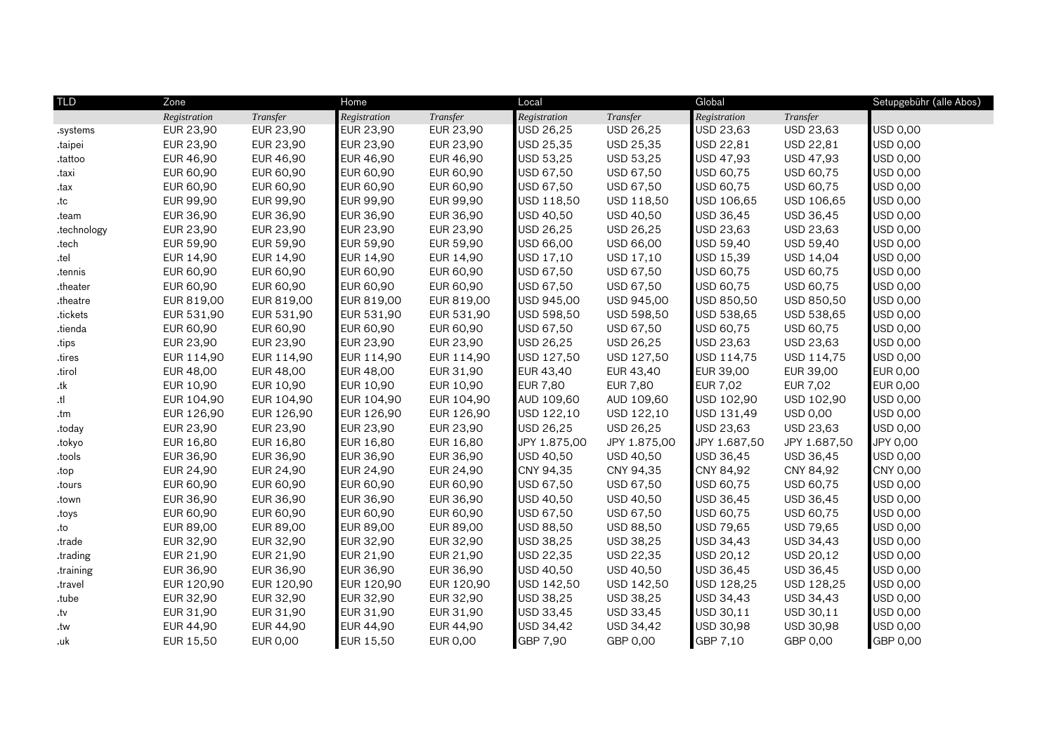| TLD | Zone | | Home | | Local | | Global | | Setupgebühr (alle Abos) |
|---|---|---|---|---|---|---|---|---|---|
| | *Registration* | *Transfer* | *Registration* | *Transfer* | *Registration* | *Transfer* | *Registration* | *Transfer* | |
| .systems | EUR 23,90 | EUR 23,90 | EUR 23,90 | EUR 23,90 | USD 26,25 | USD 26,25 | USD 23,63 | USD 23,63 | USD 0,00 |
| .taipei | EUR 23,90 | EUR 23,90 | EUR 23,90 | EUR 23,90 | USD 25,35 | USD 25,35 | USD 22,81 | USD 22,81 | USD 0,00 |
| .tattoo | EUR 46,90 | EUR 46,90 | EUR 46,90 | EUR 46,90 | USD 53,25 | USD 53,25 | USD 47,93 | USD 47,93 | USD 0,00 |
| .taxi | EUR 60,90 | EUR 60,90 | EUR 60,90 | EUR 60,90 | USD 67,50 | USD 67,50 | USD 60,75 | USD 60,75 | USD 0,00 |
| .tax | EUR 60,90 | EUR 60,90 | EUR 60,90 | EUR 60,90 | USD 67,50 | USD 67,50 | USD 60,75 | USD 60,75 | USD 0,00 |
| .tc | EUR 99,90 | EUR 99,90 | EUR 99,90 | EUR 99,90 | USD 118,50 | USD 118,50 | USD 106,65 | USD 106,65 | USD 0,00 |
| .team | EUR 36,90 | EUR 36,90 | EUR 36,90 | EUR 36,90 | USD 40,50 | USD 40,50 | USD 36,45 | USD 36,45 | USD 0,00 |
| .technology | EUR 23,90 | EUR 23,90 | EUR 23,90 | EUR 23,90 | USD 26,25 | USD 26,25 | USD 23,63 | USD 23,63 | USD 0,00 |
| .tech | EUR 59,90 | EUR 59,90 | EUR 59,90 | EUR 59,90 | USD 66,00 | USD 66,00 | USD 59,40 | USD 59,40 | USD 0,00 |
| .tel | EUR 14,90 | EUR 14,90 | EUR 14,90 | EUR 14,90 | USD 17,10 | USD 17,10 | USD 15,39 | USD 14,04 | USD 0,00 |
| .tennis | EUR 60,90 | EUR 60,90 | EUR 60,90 | EUR 60,90 | USD 67,50 | USD 67,50 | USD 60,75 | USD 60,75 | USD 0,00 |
| .theater | EUR 60,90 | EUR 60,90 | EUR 60,90 | EUR 60,90 | USD 67,50 | USD 67,50 | USD 60,75 | USD 60,75 | USD 0,00 |
| .theatre | EUR 819,00 | EUR 819,00 | EUR 819,00 | EUR 819,00 | USD 945,00 | USD 945,00 | USD 850,50 | USD 850,50 | USD 0,00 |
| .tickets | EUR 531,90 | EUR 531,90 | EUR 531,90 | EUR 531,90 | USD 598,50 | USD 598,50 | USD 538,65 | USD 538,65 | USD 0,00 |
| .tienda | EUR 60,90 | EUR 60,90 | EUR 60,90 | EUR 60,90 | USD 67,50 | USD 67,50 | USD 60,75 | USD 60,75 | USD 0,00 |
| .tips | EUR 23,90 | EUR 23,90 | EUR 23,90 | EUR 23,90 | USD 26,25 | USD 26,25 | USD 23,63 | USD 23,63 | USD 0,00 |
| .tires | EUR 114,90 | EUR 114,90 | EUR 114,90 | EUR 114,90 | USD 127,50 | USD 127,50 | USD 114,75 | USD 114,75 | USD 0,00 |
| .tirol | EUR 48,00 | EUR 48,00 | EUR 48,00 | EUR 31,90 | EUR 43,40 | EUR 43,40 | EUR 39,00 | EUR 39,00 | EUR 0,00 |
| .tk | EUR 10,90 | EUR 10,90 | EUR 10,90 | EUR 10,90 | EUR 7,80 | EUR 7,80 | EUR 7,02 | EUR 7,02 | EUR 0,00 |
| .tl | EUR 104,90 | EUR 104,90 | EUR 104,90 | EUR 104,90 | AUD 109,60 | AUD 109,60 | USD 102,90 | USD 102,90 | USD 0,00 |
| .tm | EUR 126,90 | EUR 126,90 | EUR 126,90 | EUR 126,90 | USD 122,10 | USD 122,10 | USD 131,49 | USD 0,00 | USD 0,00 |
| .today | EUR 23,90 | EUR 23,90 | EUR 23,90 | EUR 23,90 | USD 26,25 | USD 26,25 | USD 23,63 | USD 23,63 | USD 0,00 |
| .tokyo | EUR 16,80 | EUR 16,80 | EUR 16,80 | EUR 16,80 | JPY 1.875,00 | JPY 1.875,00 | JPY 1.687,50 | JPY 1.687,50 | JPY 0,00 |
| .tools | EUR 36,90 | EUR 36,90 | EUR 36,90 | EUR 36,90 | USD 40,50 | USD 40,50 | USD 36,45 | USD 36,45 | USD 0,00 |
| .top | EUR 24,90 | EUR 24,90 | EUR 24,90 | EUR 24,90 | CNY 94,35 | CNY 94,35 | CNY 84,92 | CNY 84,92 | CNY 0,00 |
| .tours | EUR 60,90 | EUR 60,90 | EUR 60,90 | EUR 60,90 | USD 67,50 | USD 67,50 | USD 60,75 | USD 60,75 | USD 0,00 |
| .town | EUR 36,90 | EUR 36,90 | EUR 36,90 | EUR 36,90 | USD 40,50 | USD 40,50 | USD 36,45 | USD 36,45 | USD 0,00 |
| .toys | EUR 60,90 | EUR 60,90 | EUR 60,90 | EUR 60,90 | USD 67,50 | USD 67,50 | USD 60,75 | USD 60,75 | USD 0,00 |
| .to | EUR 89,00 | EUR 89,00 | EUR 89,00 | EUR 89,00 | USD 88,50 | USD 88,50 | USD 79,65 | USD 79,65 | USD 0,00 |
| .trade | EUR 32,90 | EUR 32,90 | EUR 32,90 | EUR 32,90 | USD 38,25 | USD 38,25 | USD 34,43 | USD 34,43 | USD 0,00 |
| .trading | EUR 21,90 | EUR 21,90 | EUR 21,90 | EUR 21,90 | USD 22,35 | USD 22,35 | USD 20,12 | USD 20,12 | USD 0,00 |
| .training | EUR 36,90 | EUR 36,90 | EUR 36,90 | EUR 36,90 | USD 40,50 | USD 40,50 | USD 36,45 | USD 36,45 | USD 0,00 |
| .travel | EUR 120,90 | EUR 120,90 | EUR 120,90 | EUR 120,90 | USD 142,50 | USD 142,50 | USD 128,25 | USD 128,25 | USD 0,00 |
| .tube | EUR 32,90 | EUR 32,90 | EUR 32,90 | EUR 32,90 | USD 38,25 | USD 38,25 | USD 34,43 | USD 34,43 | USD 0,00 |
| .tv | EUR 31,90 | EUR 31,90 | EUR 31,90 | EUR 31,90 | USD 33,45 | USD 33,45 | USD 30,11 | USD 30,11 | USD 0,00 |
| .tw | EUR 44,90 | EUR 44,90 | EUR 44,90 | EUR 44,90 | USD 34,42 | USD 34,42 | USD 30,98 | USD 30,98 | USD 0,00 |
| .uk | EUR 15,50 | EUR 0,00 | EUR 15,50 | EUR 0,00 | GBP 7,90 | GBP 0,00 | GBP 7,10 | GBP 0,00 | GBP 0,00 |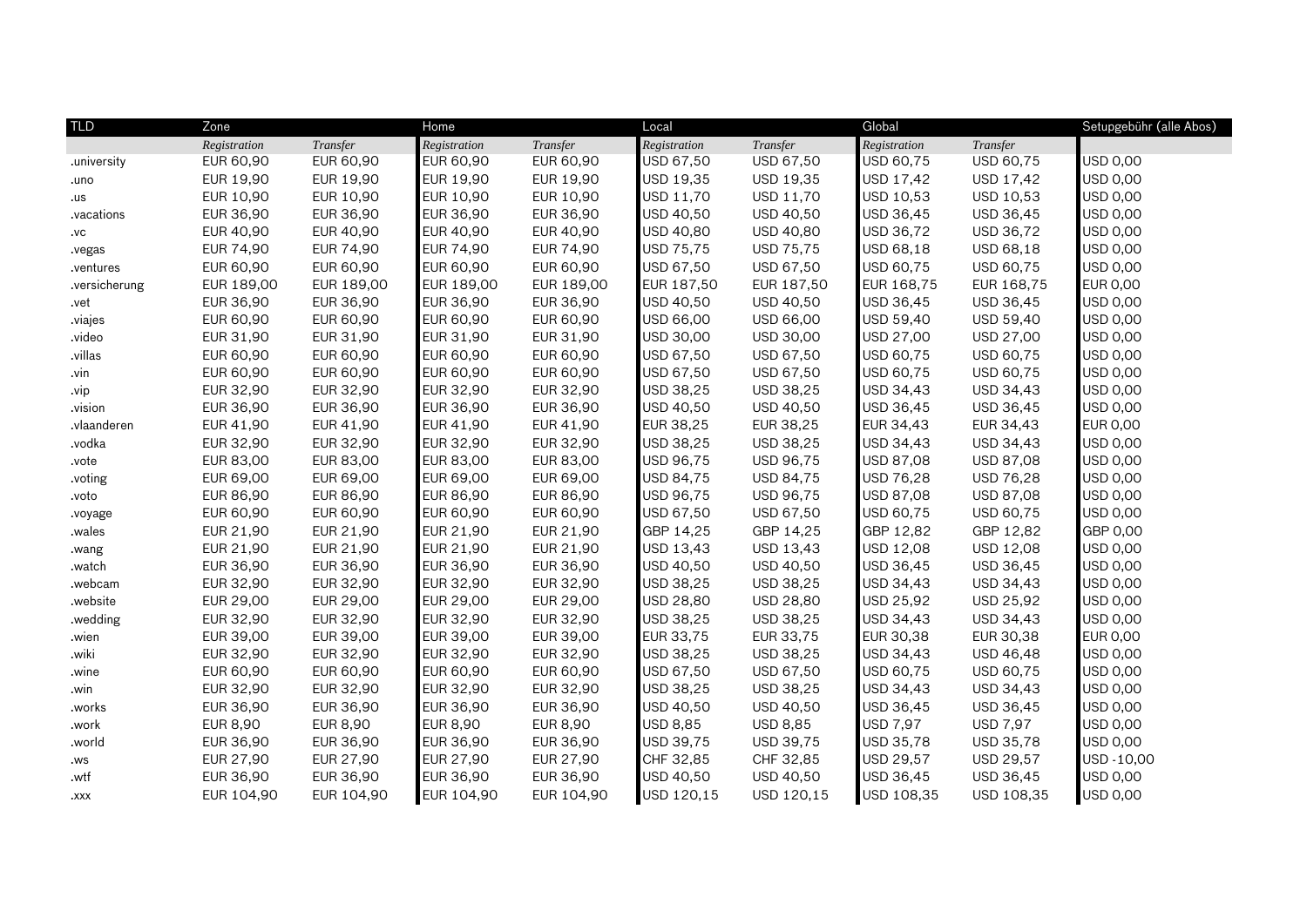| TLD | Zone | | Home | | Local | | Global | | Setupgebühr (alle Abos) |
|---|---|---|---|---|---|---|---|---|---|
| | *Registration* | *Transfer* | *Registration* | *Transfer* | *Registration* | *Transfer* | *Registration* | *Transfer* | |
| .university | EUR 60,90 | EUR 60,90 | EUR 60,90 | EUR 60,90 | USD 67,50 | USD 67,50 | USD 60,75 | USD 60,75 | USD 0,00 |
| .uno | EUR 19,90 | EUR 19,90 | EUR 19,90 | EUR 19,90 | USD 19,35 | USD 19,35 | USD 17,42 | USD 17,42 | USD 0,00 |
| .us | EUR 10,90 | EUR 10,90 | EUR 10,90 | EUR 10,90 | USD 11,70 | USD 11,70 | USD 10,53 | USD 10,53 | USD 0,00 |
| .vacations | EUR 36,90 | EUR 36,90 | EUR 36,90 | EUR 36,90 | USD 40,50 | USD 40,50 | USD 36,45 | USD 36,45 | USD 0,00 |
| .vc | EUR 40,90 | EUR 40,90 | EUR 40,90 | EUR 40,90 | USD 40,80 | USD 40,80 | USD 36,72 | USD 36,72 | USD 0,00 |
| .vegas | EUR 74,90 | EUR 74,90 | EUR 74,90 | EUR 74,90 | USD 75,75 | USD 75,75 | USD 68,18 | USD 68,18 | USD 0,00 |
| .ventures | EUR 60,90 | EUR 60,90 | EUR 60,90 | EUR 60,90 | USD 67,50 | USD 67,50 | USD 60,75 | USD 60,75 | USD 0,00 |
| .versicherung | EUR 189,00 | EUR 189,00 | EUR 189,00 | EUR 189,00 | EUR 187,50 | EUR 187,50 | EUR 168,75 | EUR 168,75 | EUR 0,00 |
| .vet | EUR 36,90 | EUR 36,90 | EUR 36,90 | EUR 36,90 | USD 40,50 | USD 40,50 | USD 36,45 | USD 36,45 | USD 0,00 |
| .viajes | EUR 60,90 | EUR 60,90 | EUR 60,90 | EUR 60,90 | USD 66,00 | USD 66,00 | USD 59,40 | USD 59,40 | USD 0,00 |
| .video | EUR 31,90 | EUR 31,90 | EUR 31,90 | EUR 31,90 | USD 30,00 | USD 30,00 | USD 27,00 | USD 27,00 | USD 0,00 |
| .villas | EUR 60,90 | EUR 60,90 | EUR 60,90 | EUR 60,90 | USD 67,50 | USD 67,50 | USD 60,75 | USD 60,75 | USD 0,00 |
| .vin | EUR 60,90 | EUR 60,90 | EUR 60,90 | EUR 60,90 | USD 67,50 | USD 67,50 | USD 60,75 | USD 60,75 | USD 0,00 |
| .vip | EUR 32,90 | EUR 32,90 | EUR 32,90 | EUR 32,90 | USD 38,25 | USD 38,25 | USD 34,43 | USD 34,43 | USD 0,00 |
| .vision | EUR 36,90 | EUR 36,90 | EUR 36,90 | EUR 36,90 | USD 40,50 | USD 40,50 | USD 36,45 | USD 36,45 | USD 0,00 |
| .vlaanderen | EUR 41,90 | EUR 41,90 | EUR 41,90 | EUR 41,90 | EUR 38,25 | EUR 38,25 | EUR 34,43 | EUR 34,43 | EUR 0,00 |
| .vodka | EUR 32,90 | EUR 32,90 | EUR 32,90 | EUR 32,90 | USD 38,25 | USD 38,25 | USD 34,43 | USD 34,43 | USD 0,00 |
| .vote | EUR 83,00 | EUR 83,00 | EUR 83,00 | EUR 83,00 | USD 96,75 | USD 96,75 | USD 87,08 | USD 87,08 | USD 0,00 |
| .voting | EUR 69,00 | EUR 69,00 | EUR 69,00 | EUR 69,00 | USD 84,75 | USD 84,75 | USD 76,28 | USD 76,28 | USD 0,00 |
| .voto | EUR 86,90 | EUR 86,90 | EUR 86,90 | EUR 86,90 | USD 96,75 | USD 96,75 | USD 87,08 | USD 87,08 | USD 0,00 |
| .voyage | EUR 60,90 | EUR 60,90 | EUR 60,90 | EUR 60,90 | USD 67,50 | USD 67,50 | USD 60,75 | USD 60,75 | USD 0,00 |
| .wales | EUR 21,90 | EUR 21,90 | EUR 21,90 | EUR 21,90 | GBP 14,25 | GBP 14,25 | GBP 12,82 | GBP 12,82 | GBP 0,00 |
| .wang | EUR 21,90 | EUR 21,90 | EUR 21,90 | EUR 21,90 | USD 13,43 | USD 13,43 | USD 12,08 | USD 12,08 | USD 0,00 |
| .watch | EUR 36,90 | EUR 36,90 | EUR 36,90 | EUR 36,90 | USD 40,50 | USD 40,50 | USD 36,45 | USD 36,45 | USD 0,00 |
| .webcam | EUR 32,90 | EUR 32,90 | EUR 32,90 | EUR 32,90 | USD 38,25 | USD 38,25 | USD 34,43 | USD 34,43 | USD 0,00 |
| .website | EUR 29,00 | EUR 29,00 | EUR 29,00 | EUR 29,00 | USD 28,80 | USD 28,80 | USD 25,92 | USD 25,92 | USD 0,00 |
| .wedding | EUR 32,90 | EUR 32,90 | EUR 32,90 | EUR 32,90 | USD 38,25 | USD 38,25 | USD 34,43 | USD 34,43 | USD 0,00 |
| .wien | EUR 39,00 | EUR 39,00 | EUR 39,00 | EUR 39,00 | EUR 33,75 | EUR 33,75 | EUR 30,38 | EUR 30,38 | EUR 0,00 |
| .wiki | EUR 32,90 | EUR 32,90 | EUR 32,90 | EUR 32,90 | USD 38,25 | USD 38,25 | USD 34,43 | USD 46,48 | USD 0,00 |
| .wine | EUR 60,90 | EUR 60,90 | EUR 60,90 | EUR 60,90 | USD 67,50 | USD 67,50 | USD 60,75 | USD 60,75 | USD 0,00 |
| .win | EUR 32,90 | EUR 32,90 | EUR 32,90 | EUR 32,90 | USD 38,25 | USD 38,25 | USD 34,43 | USD 34,43 | USD 0,00 |
| .works | EUR 36,90 | EUR 36,90 | EUR 36,90 | EUR 36,90 | USD 40,50 | USD 40,50 | USD 36,45 | USD 36,45 | USD 0,00 |
| .work | EUR 8,90 | EUR 8,90 | EUR 8,90 | EUR 8,90 | USD 8,85 | USD 8,85 | USD 7,97 | USD 7,97 | USD 0,00 |
| .world | EUR 36,90 | EUR 36,90 | EUR 36,90 | EUR 36,90 | USD 39,75 | USD 39,75 | USD 35,78 | USD 35,78 | USD 0,00 |
| .ws | EUR 27,90 | EUR 27,90 | EUR 27,90 | EUR 27,90 | CHF 32,85 | CHF 32,85 | USD 29,57 | USD 29,57 | USD -10,00 |
| .wtf | EUR 36,90 | EUR 36,90 | EUR 36,90 | EUR 36,90 | USD 40,50 | USD 40,50 | USD 36,45 | USD 36,45 | USD 0,00 |
| .xxx | EUR 104,90 | EUR 104,90 | EUR 104,90 | EUR 104,90 | USD 120,15 | USD 120,15 | USD 108,35 | USD 108,35 | USD 0,00 |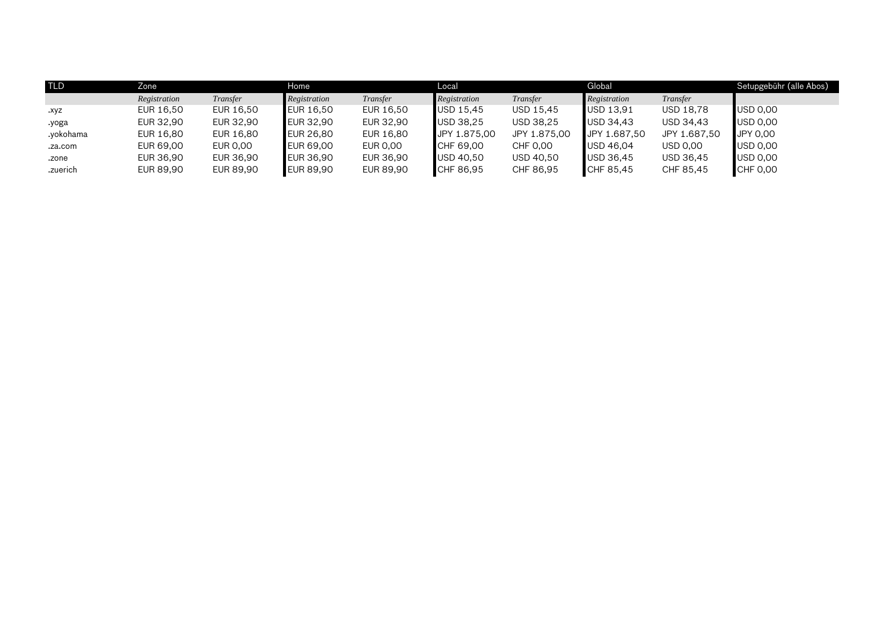| TLD | Zone | | Home | | Local | | Global | | Setupgebühr (alle Abos) |
|---|---|---|---|---|---|---|---|---|---|
| | *Registration* | *Transfer* | *Registration* | *Transfer* | *Registration* | *Transfer* | *Registration* | *Transfer* | |
| .xyz | EUR 16,50 | EUR 16,50 | EUR 16,50 | EUR 16,50 | USD 15,45 | USD 15,45 | USD 13,91 | USD 18,78 | USD 0,00 |
| .yoga | EUR 32,90 | EUR 32,90 | EUR 32,90 | EUR 32,90 | USD 38,25 | USD 38,25 | USD 34,43 | USD 34,43 | USD 0,00 |
| .yokohama | EUR 16,80 | EUR 16,80 | EUR 26,80 | EUR 16,80 | JPY 1.875,00 | JPY 1.875,00 | JPY 1.687,50 | JPY 1.687,50 | JPY 0,00 |
| .za.com | EUR 69,00 | EUR 0,00 | EUR 69,00 | EUR 0,00 | CHF 69,00 | CHF 0,00 | USD 46,04 | USD 0,00 | USD 0,00 |
| .zone | EUR 36,90 | EUR 36,90 | EUR 36,90 | EUR 36,90 | USD 40,50 | USD 40,50 | USD 36,45 | USD 36,45 | USD 0,00 |
| .zuerich | EUR 89,90 | EUR 89,90 | EUR 89,90 | EUR 89,90 | CHF 86,95 | CHF 86,95 | CHF 85,45 | CHF 85,45 | CHF 0,00 |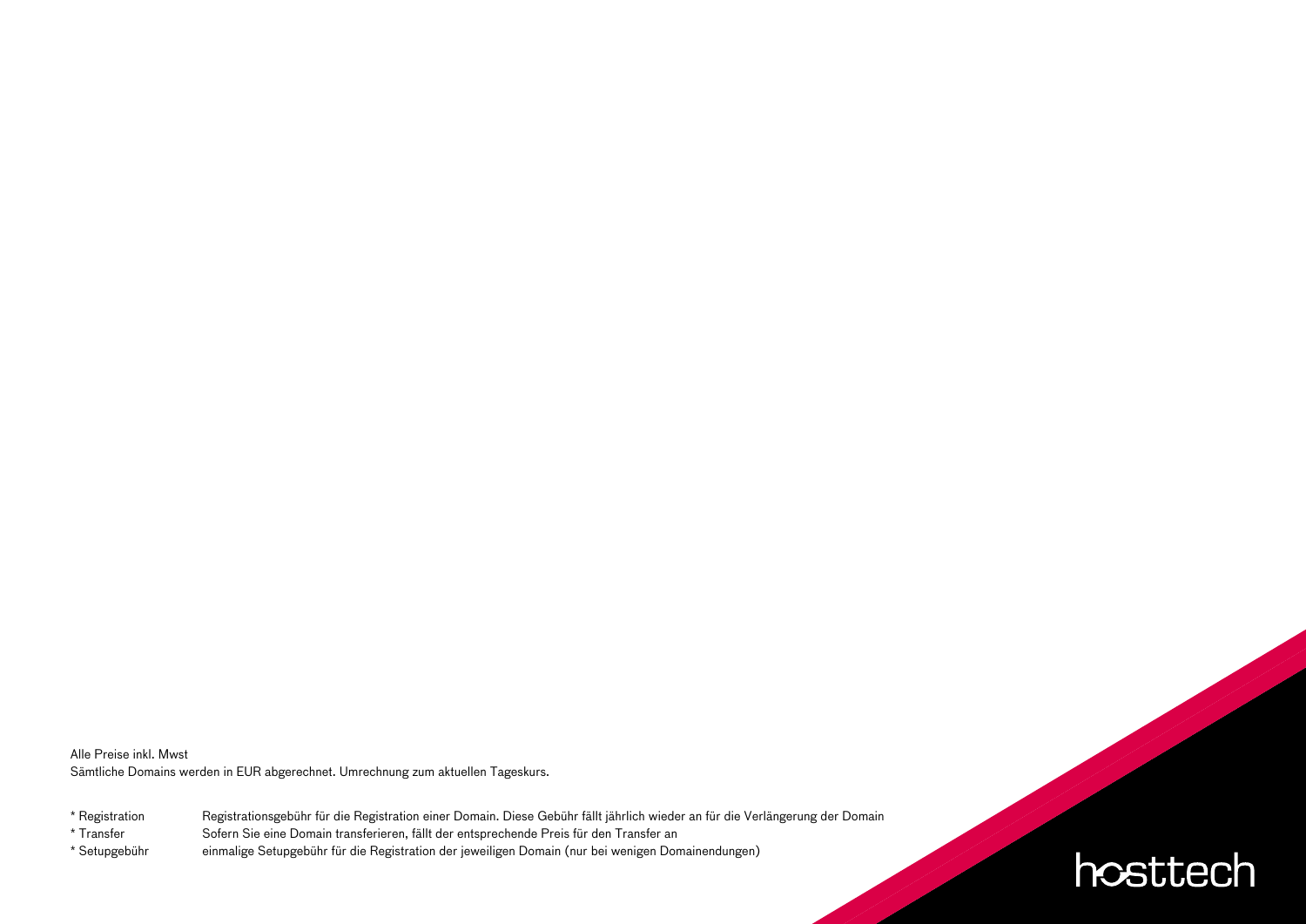Alle Preise inkl. Mwst
Sämtliche Domains werden in EUR abgerechnet. Umrechnung zum aktuellen Tageskurs.

| | |
|---|---|
| * Registration | Registrationsgebühr für die Registration einer Domain. Diese Gebühr fällt jährlich wieder an für die Verlängerung der Domain |
| * Transfer | Sofern Sie eine Domain transferieren, fällt der entsprechende Preis für den Transfer an |
| * Setupgebühr | einmalige Setupgebühr für die Registration der jeweiligen Domain (nur bei wenigen Domainendungen) |

hosttech